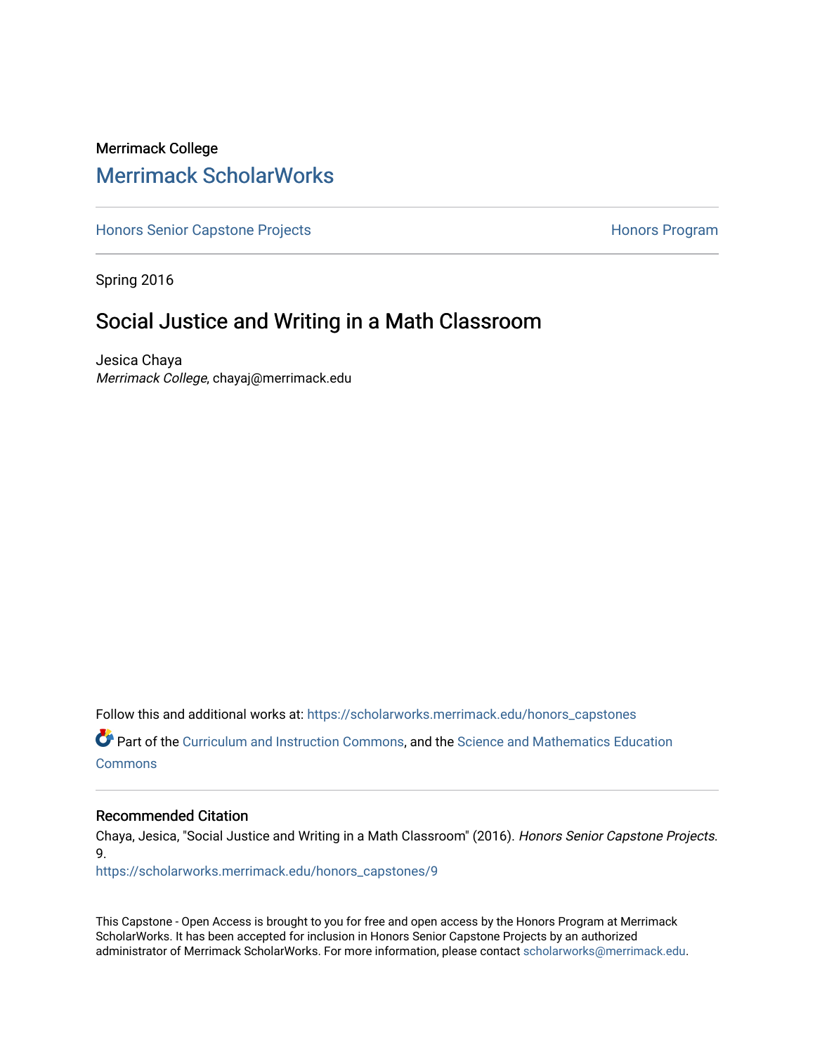Merrimack College

## Merrimack ScholarWorks

Honors Senior Capstone Projects

Honors Program

Spring 2016

# Social Justice and Writing in a Math Classroom

Jesica Chaya

*Merrimack College*, chayaj@merrimack.edu

Follow this and additional works at: https://scholarworks.merrimack.edu/honors_capstones

Part of the Curriculum and Instruction Commons, and the Science and Mathematics Education Commons

### Recommended Citation

Chaya, Jesica, "Social Justice and Writing in a Math Classroom" (2016). *Honors Senior Capstone Projects*. 9.

https://scholarworks.merrimack.edu/honors_capstones/9

This Capstone - Open Access is brought to you for free and open access by the Honors Program at Merrimack ScholarWorks. It has been accepted for inclusion in Honors Senior Capstone Projects by an authorized administrator of Merrimack ScholarWorks. For more information, please contact scholarworks@merrimack.edu.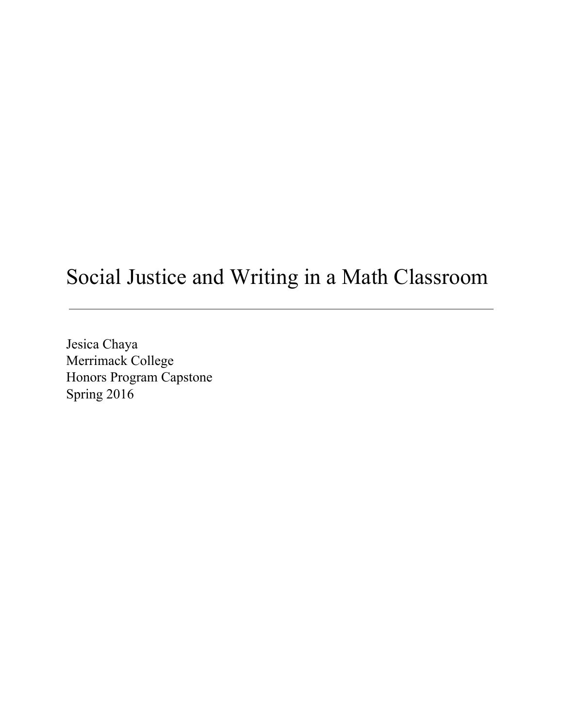# Social Justice and Writing in a Math Classroom

---

Jesica Chaya  
Merrimack College  
Honors Program Capstone  
Spring 2016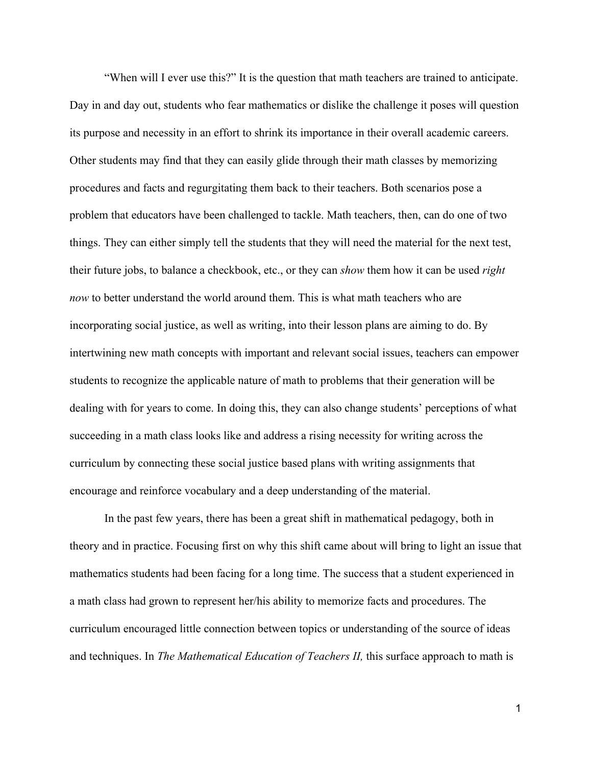"When will I ever use this?" It is the question that math teachers are trained to anticipate. Day in and day out, students who fear mathematics or dislike the challenge it poses will question its purpose and necessity in an effort to shrink its importance in their overall academic careers. Other students may find that they can easily glide through their math classes by memorizing procedures and facts and regurgitating them back to their teachers. Both scenarios pose a problem that educators have been challenged to tackle. Math teachers, then, can do one of two things. They can either simply tell the students that they will need the material for the next test, their future jobs, to balance a checkbook, etc., or they can *show* them how it can be used *right now* to better understand the world around them. This is what math teachers who are incorporating social justice, as well as writing, into their lesson plans are aiming to do. By intertwining new math concepts with important and relevant social issues, teachers can empower students to recognize the applicable nature of math to problems that their generation will be dealing with for years to come. In doing this, they can also change students' perceptions of what succeeding in a math class looks like and address a rising necessity for writing across the curriculum by connecting these social justice based plans with writing assignments that encourage and reinforce vocabulary and a deep understanding of the material.

In the past few years, there has been a great shift in mathematical pedagogy, both in theory and in practice. Focusing first on why this shift came about will bring to light an issue that mathematics students had been facing for a long time. The success that a student experienced in a math class had grown to represent her/his ability to memorize facts and procedures. The curriculum encouraged little connection between topics or understanding of the source of ideas and techniques. In *The Mathematical Education of Teachers II,* this surface approach to math is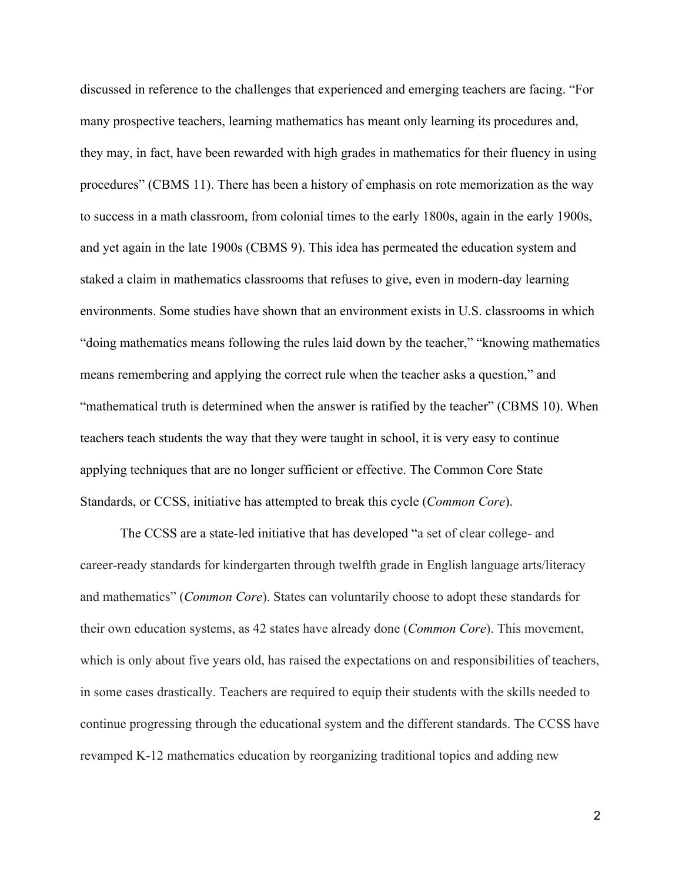discussed in reference to the challenges that experienced and emerging teachers are facing. "For many prospective teachers, learning mathematics has meant only learning its procedures and, they may, in fact, have been rewarded with high grades in mathematics for their fluency in using procedures" (CBMS 11). There has been a history of emphasis on rote memorization as the way to success in a math classroom, from colonial times to the early 1800s, again in the early 1900s, and yet again in the late 1900s (CBMS 9). This idea has permeated the education system and staked a claim in mathematics classrooms that refuses to give, even in modern-day learning environments. Some studies have shown that an environment exists in U.S. classrooms in which "doing mathematics means following the rules laid down by the teacher," "knowing mathematics means remembering and applying the correct rule when the teacher asks a question," and "mathematical truth is determined when the answer is ratified by the teacher" (CBMS 10). When teachers teach students the way that they were taught in school, it is very easy to continue applying techniques that are no longer sufficient or effective. The Common Core State Standards, or CCSS, initiative has attempted to break this cycle (*Common Core*).

The CCSS are a state-led initiative that has developed "a set of clear college- and career-ready standards for kindergarten through twelfth grade in English language arts/literacy and mathematics" (*Common Core*). States can voluntarily choose to adopt these standards for their own education systems, as 42 states have already done (*Common Core*). This movement, which is only about five years old, has raised the expectations on and responsibilities of teachers, in some cases drastically. Teachers are required to equip their students with the skills needed to continue progressing through the educational system and the different standards. The CCSS have revamped K-12 mathematics education by reorganizing traditional topics and adding new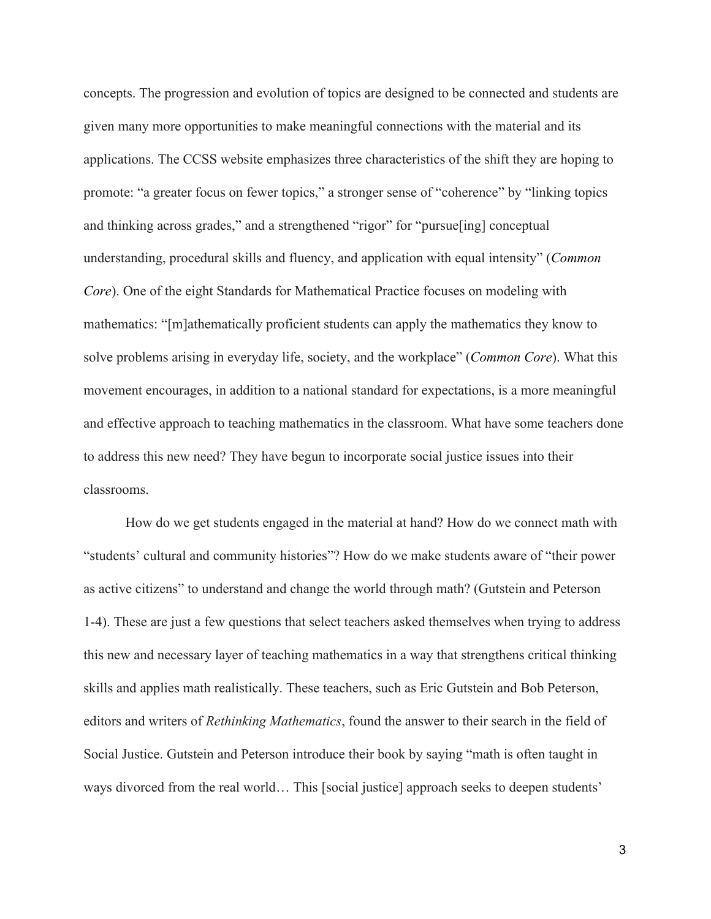concepts. The progression and evolution of topics are designed to be connected and students are given many more opportunities to make meaningful connections with the material and its applications. The CCSS website emphasizes three characteristics of the shift they are hoping to promote: “a greater focus on fewer topics,” a stronger sense of “coherence” by “linking topics and thinking across grades,” and a strengthened “rigor” for “pursue[ing] conceptual understanding, procedural skills and fluency, and application with equal intensity” (*Common Core*). One of the eight Standards for Mathematical Practice focuses on modeling with mathematics: “[m]athematically proficient students can apply the mathematics they know to solve problems arising in everyday life, society, and the workplace” (*Common Core*). What this movement encourages, in addition to a national standard for expectations, is a more meaningful and effective approach to teaching mathematics in the classroom. What have some teachers done to address this new need? They have begun to incorporate social justice issues into their classrooms.

How do we get students engaged in the material at hand? How do we connect math with “students’ cultural and community histories”? How do we make students aware of “their power as active citizens” to understand and change the world through math? (Gutstein and Peterson 1-4). These are just a few questions that select teachers asked themselves when trying to address this new and necessary layer of teaching mathematics in a way that strengthens critical thinking skills and applies math realistically. These teachers, such as Eric Gutstein and Bob Peterson, editors and writers of *Rethinking Mathematics*, found the answer to their search in the field of Social Justice. Gutstein and Peterson introduce their book by saying “math is often taught in ways divorced from the real world… This [social justice] approach seeks to deepen students’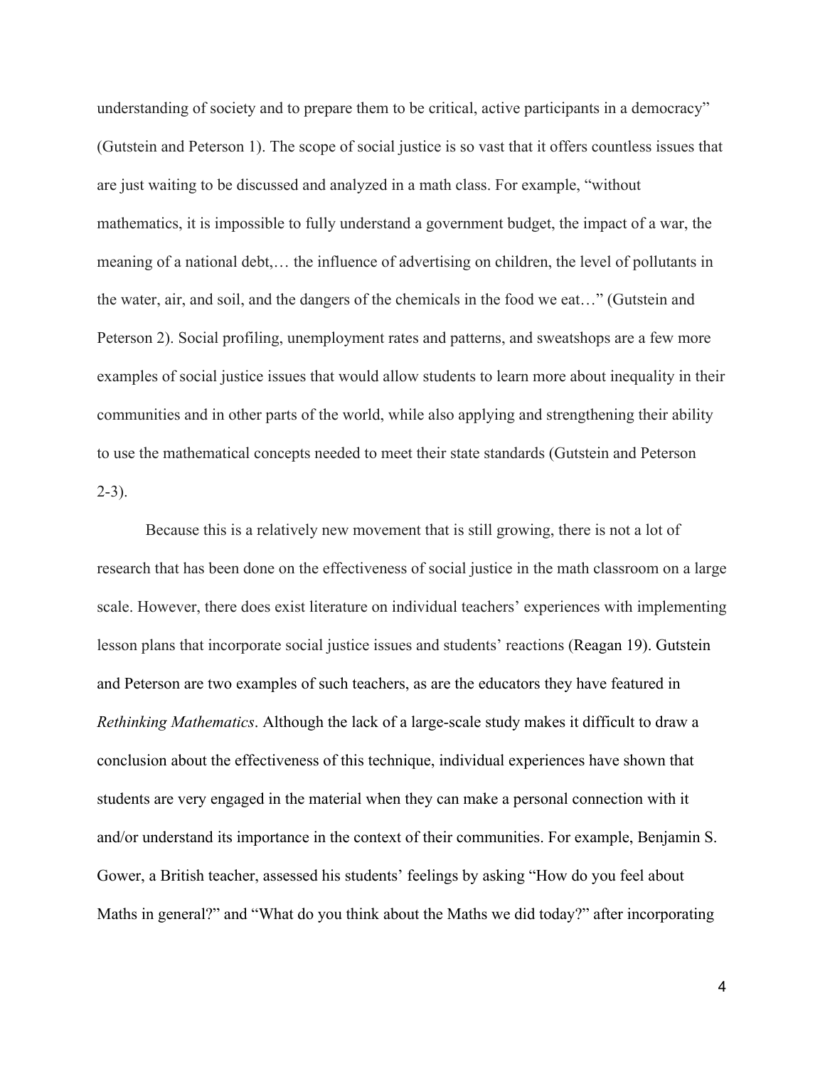understanding of society and to prepare them to be critical, active participants in a democracy" (Gutstein and Peterson 1). The scope of social justice is so vast that it offers countless issues that are just waiting to be discussed and analyzed in a math class. For example, "without mathematics, it is impossible to fully understand a government budget, the impact of a war, the meaning of a national debt,… the influence of advertising on children, the level of pollutants in the water, air, and soil, and the dangers of the chemicals in the food we eat…" (Gutstein and Peterson 2). Social profiling, unemployment rates and patterns, and sweatshops are a few more examples of social justice issues that would allow students to learn more about inequality in their communities and in other parts of the world, while also applying and strengthening their ability to use the mathematical concepts needed to meet their state standards (Gutstein and Peterson 2-3).

Because this is a relatively new movement that is still growing, there is not a lot of research that has been done on the effectiveness of social justice in the math classroom on a large scale. However, there does exist literature on individual teachers' experiences with implementing lesson plans that incorporate social justice issues and students' reactions (Reagan 19). Gutstein and Peterson are two examples of such teachers, as are the educators they have featured in *Rethinking Mathematics*. Although the lack of a large-scale study makes it difficult to draw a conclusion about the effectiveness of this technique, individual experiences have shown that students are very engaged in the material when they can make a personal connection with it and/or understand its importance in the context of their communities. For example, Benjamin S. Gower, a British teacher, assessed his students' feelings by asking "How do you feel about Maths in general?" and "What do you think about the Maths we did today?" after incorporating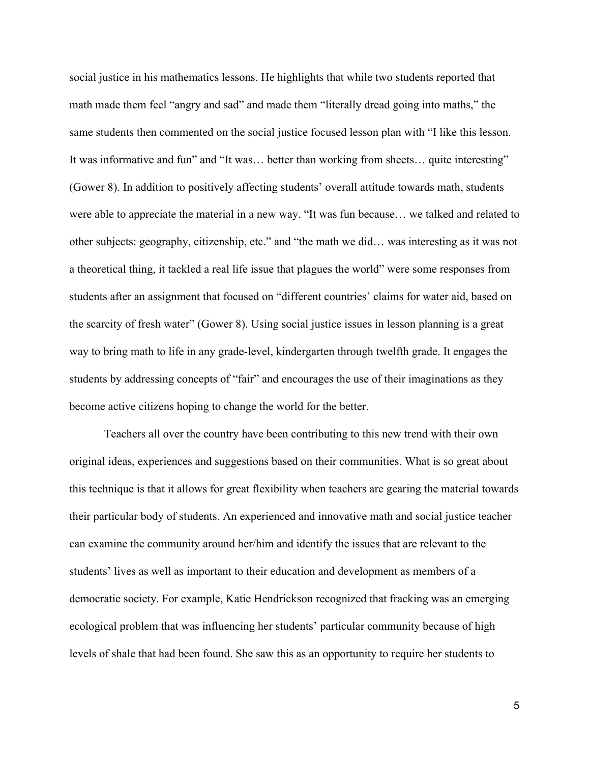social justice in his mathematics lessons. He highlights that while two students reported that math made them feel "angry and sad" and made them "literally dread going into maths," the same students then commented on the social justice focused lesson plan with "I like this lesson. It was informative and fun" and "It was… better than working from sheets… quite interesting" (Gower 8). In addition to positively affecting students' overall attitude towards math, students were able to appreciate the material in a new way. "It was fun because… we talked and related to other subjects: geography, citizenship, etc." and "the math we did… was interesting as it was not a theoretical thing, it tackled a real life issue that plagues the world" were some responses from students after an assignment that focused on "different countries' claims for water aid, based on the scarcity of fresh water" (Gower 8). Using social justice issues in lesson planning is a great way to bring math to life in any grade-level, kindergarten through twelfth grade. It engages the students by addressing concepts of "fair" and encourages the use of their imaginations as they become active citizens hoping to change the world for the better.

Teachers all over the country have been contributing to this new trend with their own original ideas, experiences and suggestions based on their communities. What is so great about this technique is that it allows for great flexibility when teachers are gearing the material towards their particular body of students. An experienced and innovative math and social justice teacher can examine the community around her/him and identify the issues that are relevant to the students' lives as well as important to their education and development as members of a democratic society. For example, Katie Hendrickson recognized that fracking was an emerging ecological problem that was influencing her students' particular community because of high levels of shale that had been found. She saw this as an opportunity to require her students to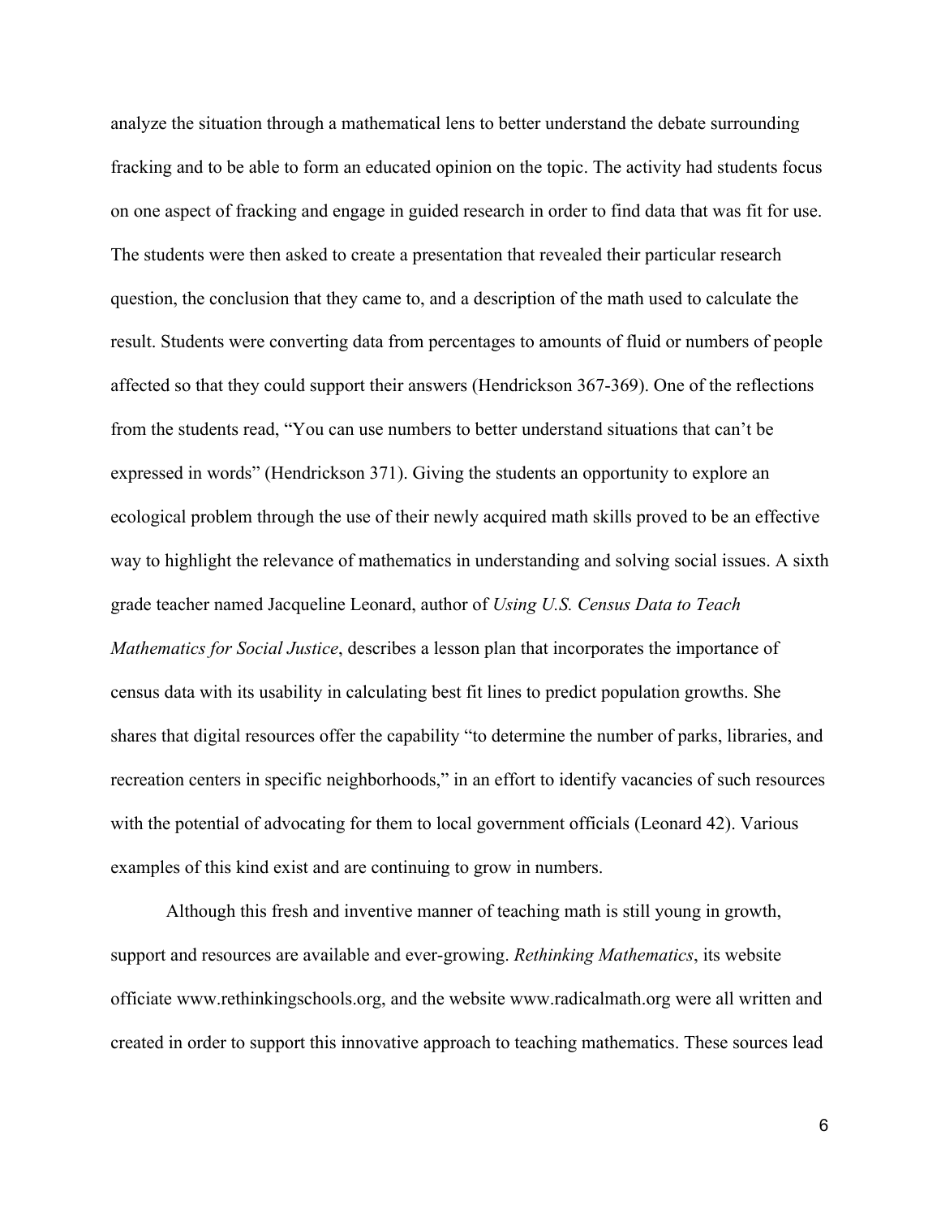analyze the situation through a mathematical lens to better understand the debate surrounding fracking and to be able to form an educated opinion on the topic. The activity had students focus on one aspect of fracking and engage in guided research in order to find data that was fit for use. The students were then asked to create a presentation that revealed their particular research question, the conclusion that they came to, and a description of the math used to calculate the result. Students were converting data from percentages to amounts of fluid or numbers of people affected so that they could support their answers (Hendrickson 367-369). One of the reflections from the students read, "You can use numbers to better understand situations that can't be expressed in words" (Hendrickson 371). Giving the students an opportunity to explore an ecological problem through the use of their newly acquired math skills proved to be an effective way to highlight the relevance of mathematics in understanding and solving social issues. A sixth grade teacher named Jacqueline Leonard, author of *Using U.S. Census Data to Teach Mathematics for Social Justice*, describes a lesson plan that incorporates the importance of census data with its usability in calculating best fit lines to predict population growths. She shares that digital resources offer the capability "to determine the number of parks, libraries, and recreation centers in specific neighborhoods," in an effort to identify vacancies of such resources with the potential of advocating for them to local government officials (Leonard 42). Various examples of this kind exist and are continuing to grow in numbers.

Although this fresh and inventive manner of teaching math is still young in growth, support and resources are available and ever-growing. *Rethinking Mathematics*, its website officiate www.rethinkingschools.org, and the website www.radicalmath.org were all written and created in order to support this innovative approach to teaching mathematics. These sources lead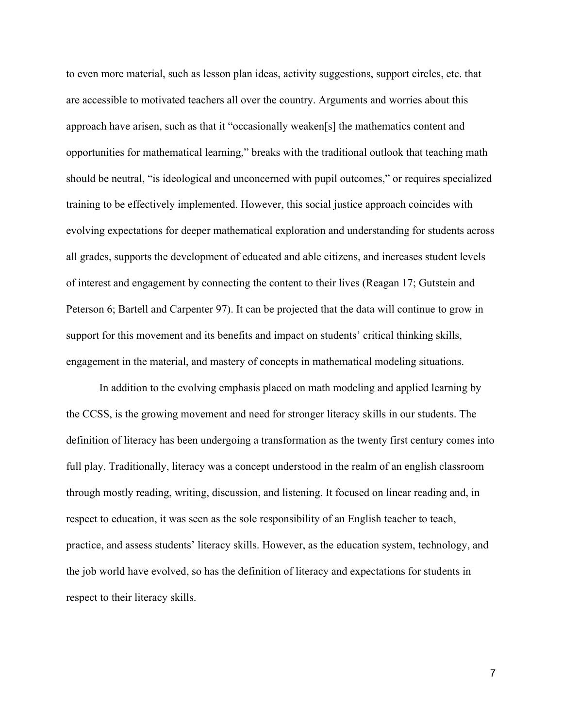to even more material, such as lesson plan ideas, activity suggestions, support circles, etc. that are accessible to motivated teachers all over the country. Arguments and worries about this approach have arisen, such as that it "occasionally weaken[s] the mathematics content and opportunities for mathematical learning," breaks with the traditional outlook that teaching math should be neutral, "is ideological and unconcerned with pupil outcomes," or requires specialized training to be effectively implemented. However, this social justice approach coincides with evolving expectations for deeper mathematical exploration and understanding for students across all grades, supports the development of educated and able citizens, and increases student levels of interest and engagement by connecting the content to their lives (Reagan 17; Gutstein and Peterson 6; Bartell and Carpenter 97). It can be projected that the data will continue to grow in support for this movement and its benefits and impact on students' critical thinking skills, engagement in the material, and mastery of concepts in mathematical modeling situations.

In addition to the evolving emphasis placed on math modeling and applied learning by the CCSS, is the growing movement and need for stronger literacy skills in our students. The definition of literacy has been undergoing a transformation as the twenty first century comes into full play. Traditionally, literacy was a concept understood in the realm of an english classroom through mostly reading, writing, discussion, and listening. It focused on linear reading and, in respect to education, it was seen as the sole responsibility of an English teacher to teach, practice, and assess students' literacy skills. However, as the education system, technology, and the job world have evolved, so has the definition of literacy and expectations for students in respect to their literacy skills.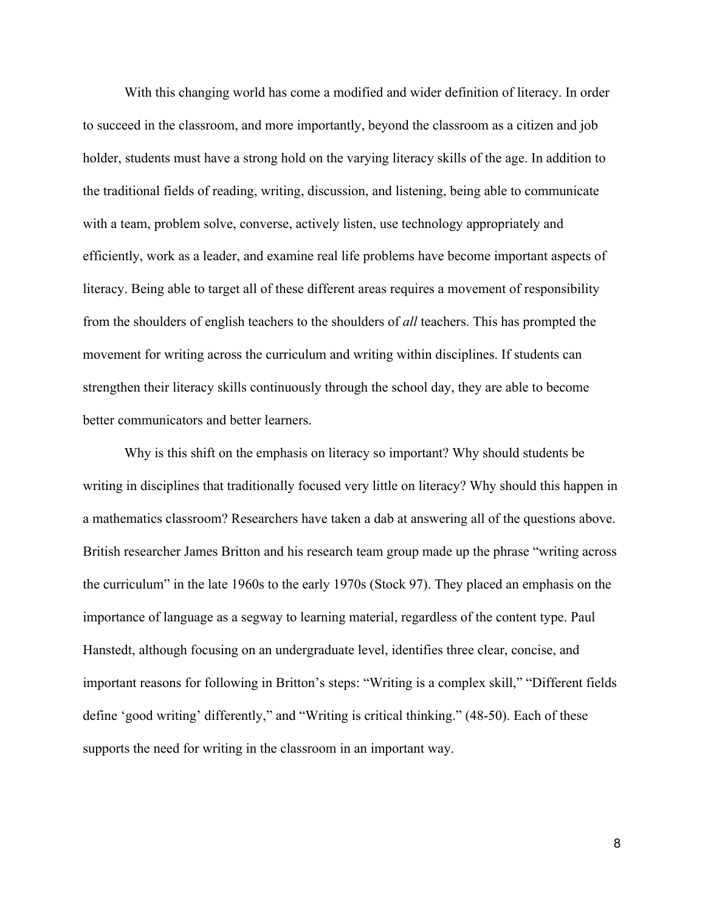With this changing world has come a modified and wider definition of literacy. In order to succeed in the classroom, and more importantly, beyond the classroom as a citizen and job holder, students must have a strong hold on the varying literacy skills of the age. In addition to the traditional fields of reading, writing, discussion, and listening, being able to communicate with a team, problem solve, converse, actively listen, use technology appropriately and efficiently, work as a leader, and examine real life problems have become important aspects of literacy. Being able to target all of these different areas requires a movement of responsibility from the shoulders of english teachers to the shoulders of *all* teachers. This has prompted the movement for writing across the curriculum and writing within disciplines. If students can strengthen their literacy skills continuously through the school day, they are able to become better communicators and better learners.

Why is this shift on the emphasis on literacy so important? Why should students be writing in disciplines that traditionally focused very little on literacy? Why should this happen in a mathematics classroom? Researchers have taken a dab at answering all of the questions above. British researcher James Britton and his research team group made up the phrase "writing across the curriculum" in the late 1960s to the early 1970s (Stock 97). They placed an emphasis on the importance of language as a segway to learning material, regardless of the content type. Paul Hanstedt, although focusing on an undergraduate level, identifies three clear, concise, and important reasons for following in Britton's steps: "Writing is a complex skill," "Different fields define 'good writing' differently," and "Writing is critical thinking." (48-50). Each of these supports the need for writing in the classroom in an important way.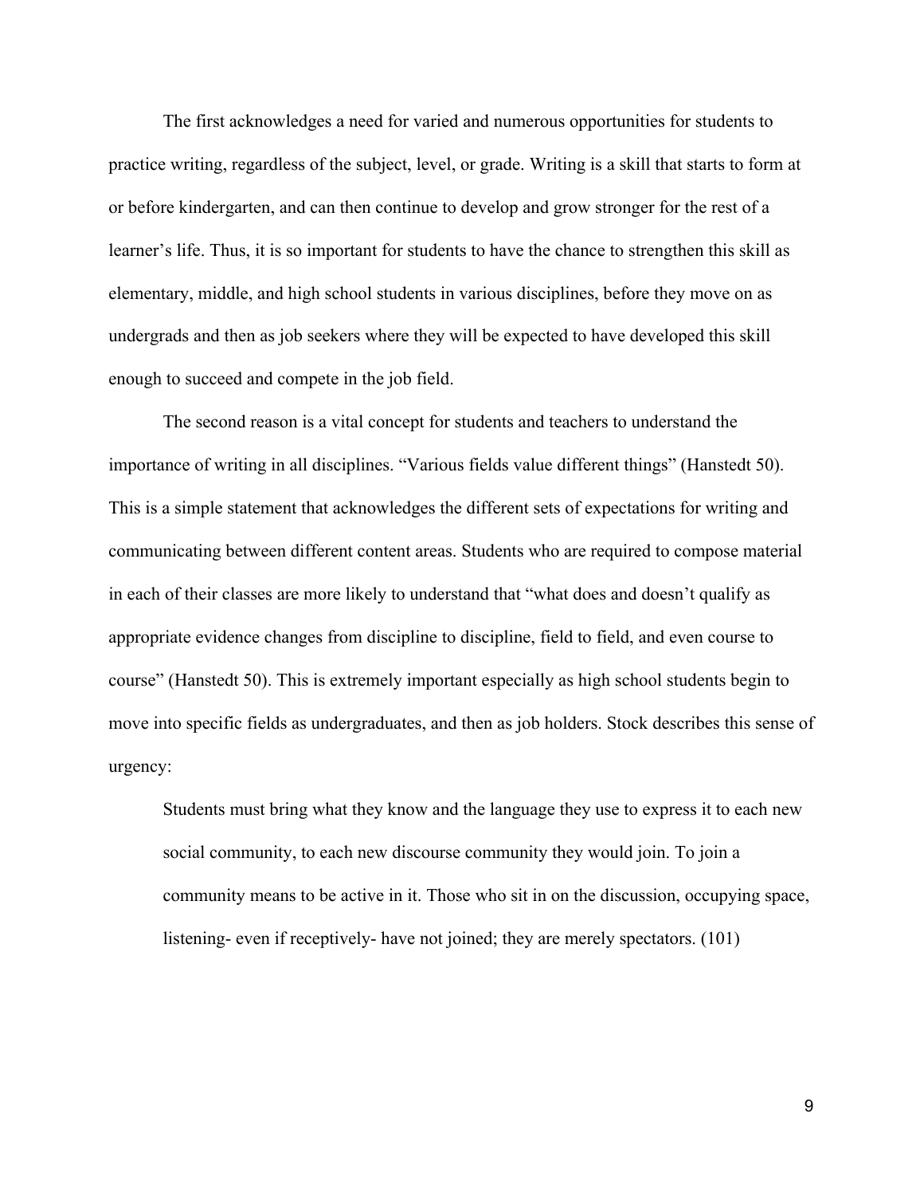The first acknowledges a need for varied and numerous opportunities for students to practice writing, regardless of the subject, level, or grade. Writing is a skill that starts to form at or before kindergarten, and can then continue to develop and grow stronger for the rest of a learner's life. Thus, it is so important for students to have the chance to strengthen this skill as elementary, middle, and high school students in various disciplines, before they move on as undergrads and then as job seekers where they will be expected to have developed this skill enough to succeed and compete in the job field.

The second reason is a vital concept for students and teachers to understand the importance of writing in all disciplines. "Various fields value different things" (Hanstedt 50). This is a simple statement that acknowledges the different sets of expectations for writing and communicating between different content areas. Students who are required to compose material in each of their classes are more likely to understand that "what does and doesn't qualify as appropriate evidence changes from discipline to discipline, field to field, and even course to course" (Hanstedt 50). This is extremely important especially as high school students begin to move into specific fields as undergraduates, and then as job holders. Stock describes this sense of urgency:

> Students must bring what they know and the language they use to express it to each new social community, to each new discourse community they would join. To join a community means to be active in it. Those who sit in on the discussion, occupying space, listening- even if receptively- have not joined; they are merely spectators. (101)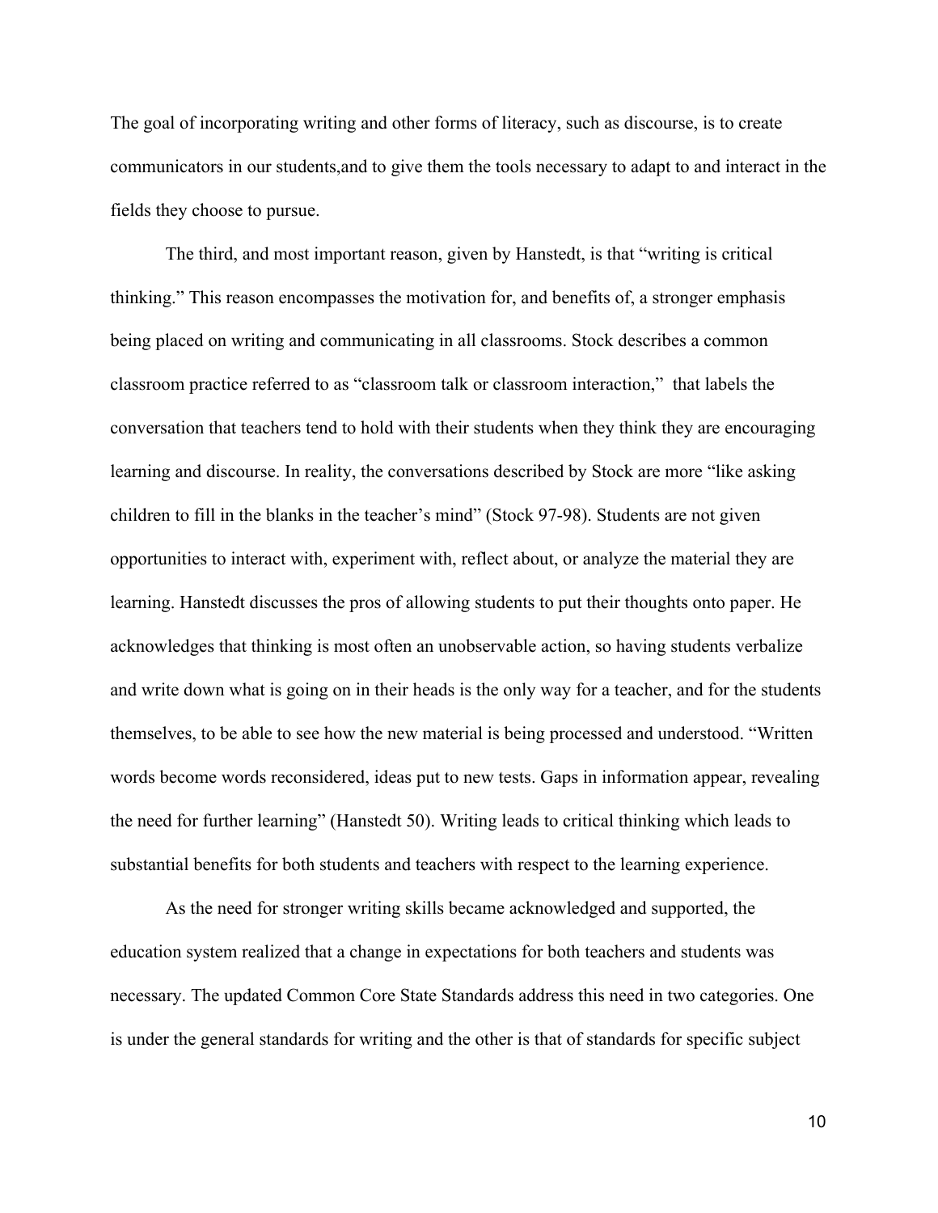The goal of incorporating writing and other forms of literacy, such as discourse, is to create communicators in our students,and to give them the tools necessary to adapt to and interact in the fields they choose to pursue.

The third, and most important reason, given by Hanstedt, is that "writing is critical thinking." This reason encompasses the motivation for, and benefits of, a stronger emphasis being placed on writing and communicating in all classrooms. Stock describes a common classroom practice referred to as "classroom talk or classroom interaction," that labels the conversation that teachers tend to hold with their students when they think they are encouraging learning and discourse. In reality, the conversations described by Stock are more "like asking children to fill in the blanks in the teacher's mind" (Stock 97-98). Students are not given opportunities to interact with, experiment with, reflect about, or analyze the material they are learning. Hanstedt discusses the pros of allowing students to put their thoughts onto paper. He acknowledges that thinking is most often an unobservable action, so having students verbalize and write down what is going on in their heads is the only way for a teacher, and for the students themselves, to be able to see how the new material is being processed and understood. "Written words become words reconsidered, ideas put to new tests. Gaps in information appear, revealing the need for further learning" (Hanstedt 50). Writing leads to critical thinking which leads to substantial benefits for both students and teachers with respect to the learning experience.

As the need for stronger writing skills became acknowledged and supported, the education system realized that a change in expectations for both teachers and students was necessary. The updated Common Core State Standards address this need in two categories. One is under the general standards for writing and the other is that of standards for specific subject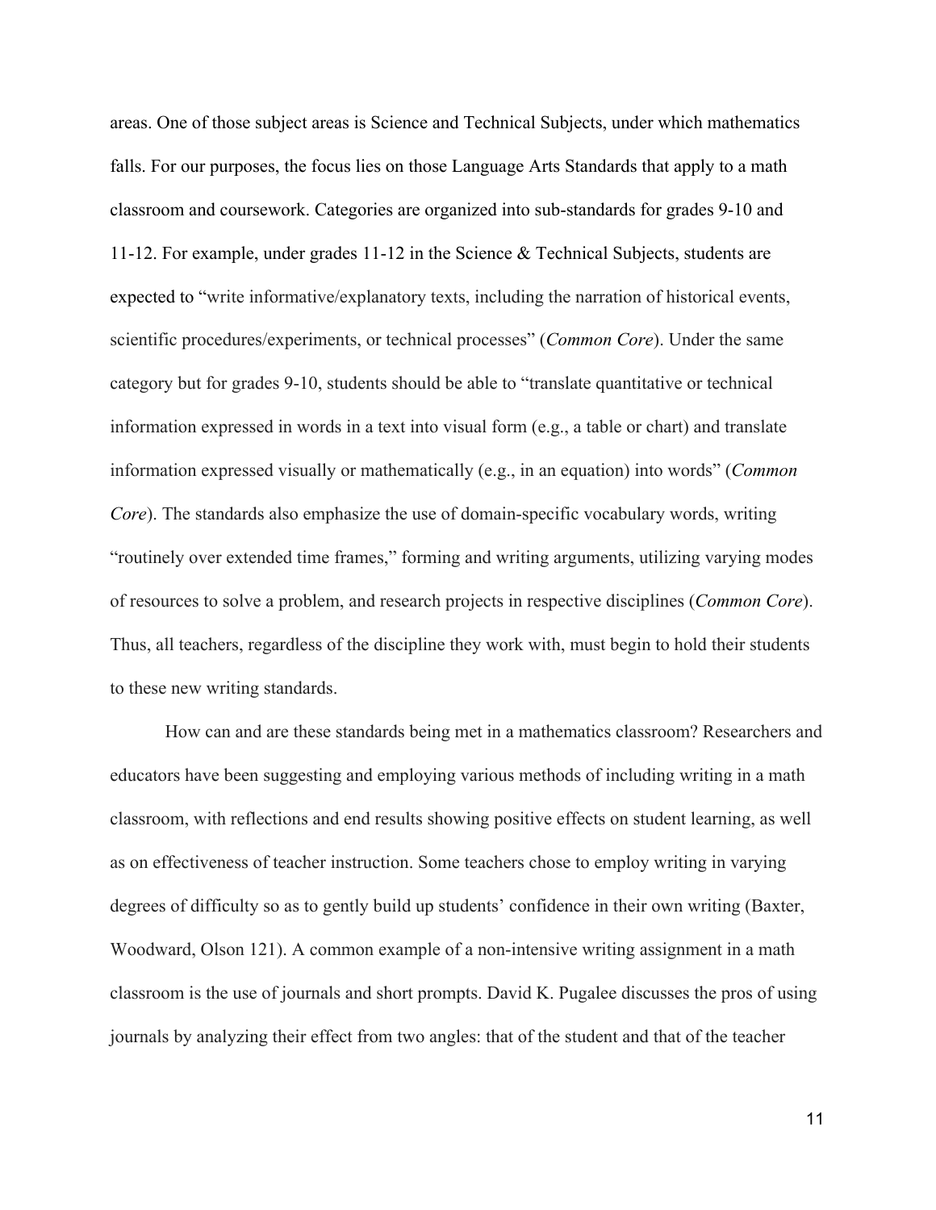areas. One of those subject areas is Science and Technical Subjects, under which mathematics falls. For our purposes, the focus lies on those Language Arts Standards that apply to a math classroom and coursework. Categories are organized into sub-standards for grades 9-10 and 11-12. For example, under grades 11-12 in the Science & Technical Subjects, students are expected to "write informative/explanatory texts, including the narration of historical events, scientific procedures/experiments, or technical processes" (*Common Core*). Under the same category but for grades 9-10, students should be able to "translate quantitative or technical information expressed in words in a text into visual form (e.g., a table or chart) and translate information expressed visually or mathematically (e.g., in an equation) into words" (*Common Core*). The standards also emphasize the use of domain-specific vocabulary words, writing "routinely over extended time frames," forming and writing arguments, utilizing varying modes of resources to solve a problem, and research projects in respective disciplines (*Common Core*). Thus, all teachers, regardless of the discipline they work with, must begin to hold their students to these new writing standards.

How can and are these standards being met in a mathematics classroom? Researchers and educators have been suggesting and employing various methods of including writing in a math classroom, with reflections and end results showing positive effects on student learning, as well as on effectiveness of teacher instruction. Some teachers chose to employ writing in varying degrees of difficulty so as to gently build up students' confidence in their own writing (Baxter, Woodward, Olson 121). A common example of a non-intensive writing assignment in a math classroom is the use of journals and short prompts. David K. Pugalee discusses the pros of using journals by analyzing their effect from two angles: that of the student and that of the teacher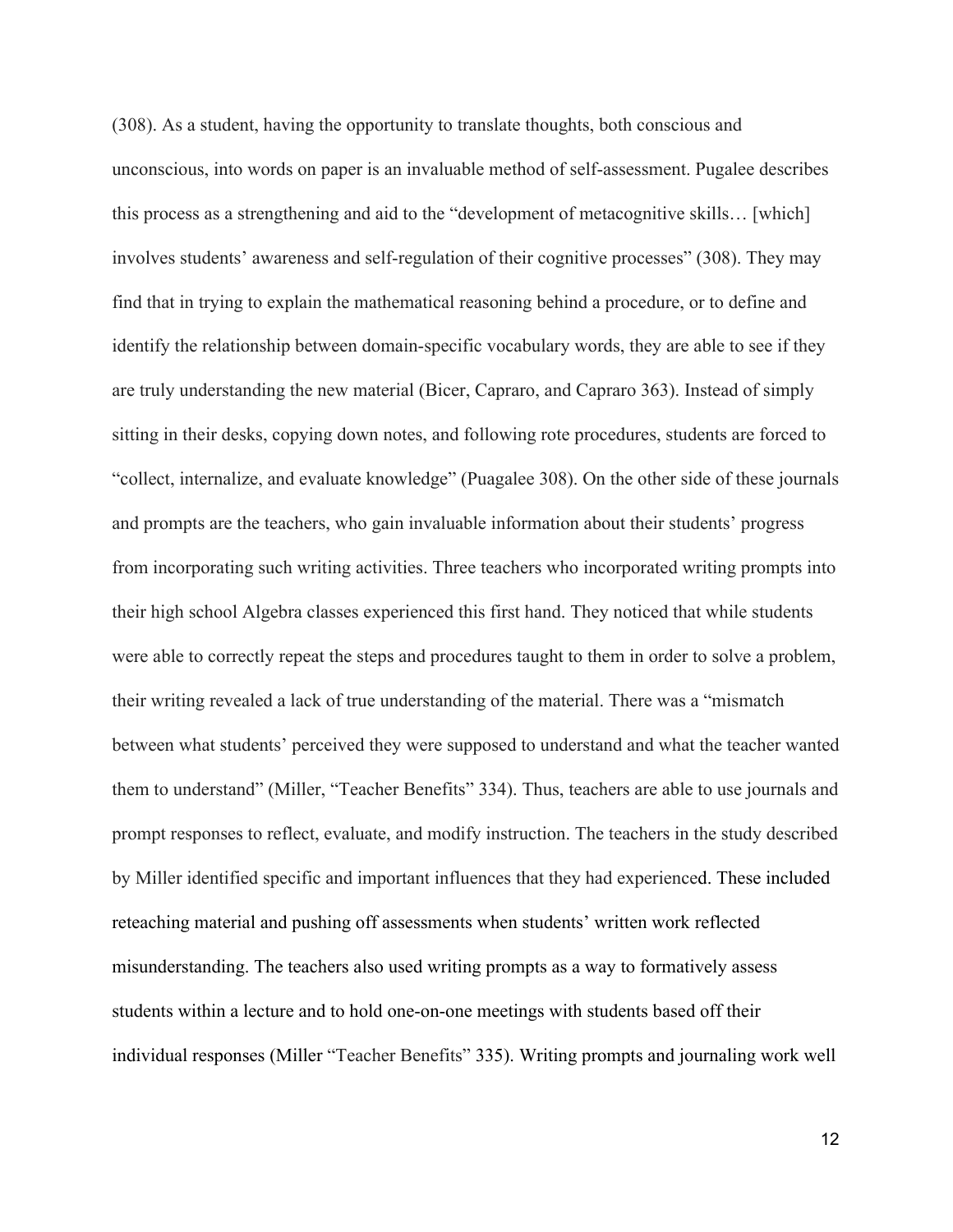(308). As a student, having the opportunity to translate thoughts, both conscious and unconscious, into words on paper is an invaluable method of self-assessment. Pugalee describes this process as a strengthening and aid to the "development of metacognitive skills… [which] involves students' awareness and self-regulation of their cognitive processes" (308). They may find that in trying to explain the mathematical reasoning behind a procedure, or to define and identify the relationship between domain-specific vocabulary words, they are able to see if they are truly understanding the new material (Bicer, Capraro, and Capraro 363). Instead of simply sitting in their desks, copying down notes, and following rote procedures, students are forced to "collect, internalize, and evaluate knowledge" (Puagalee 308). On the other side of these journals and prompts are the teachers, who gain invaluable information about their students' progress from incorporating such writing activities. Three teachers who incorporated writing prompts into their high school Algebra classes experienced this first hand. They noticed that while students were able to correctly repeat the steps and procedures taught to them in order to solve a problem, their writing revealed a lack of true understanding of the material. There was a "mismatch between what students' perceived they were supposed to understand and what the teacher wanted them to understand" (Miller, "Teacher Benefits" 334). Thus, teachers are able to use journals and prompt responses to reflect, evaluate, and modify instruction. The teachers in the study described by Miller identified specific and important influences that they had experienced. These included reteaching material and pushing off assessments when students' written work reflected misunderstanding. The teachers also used writing prompts as a way to formatively assess students within a lecture and to hold one-on-one meetings with students based off their individual responses (Miller "Teacher Benefits" 335). Writing prompts and journaling work well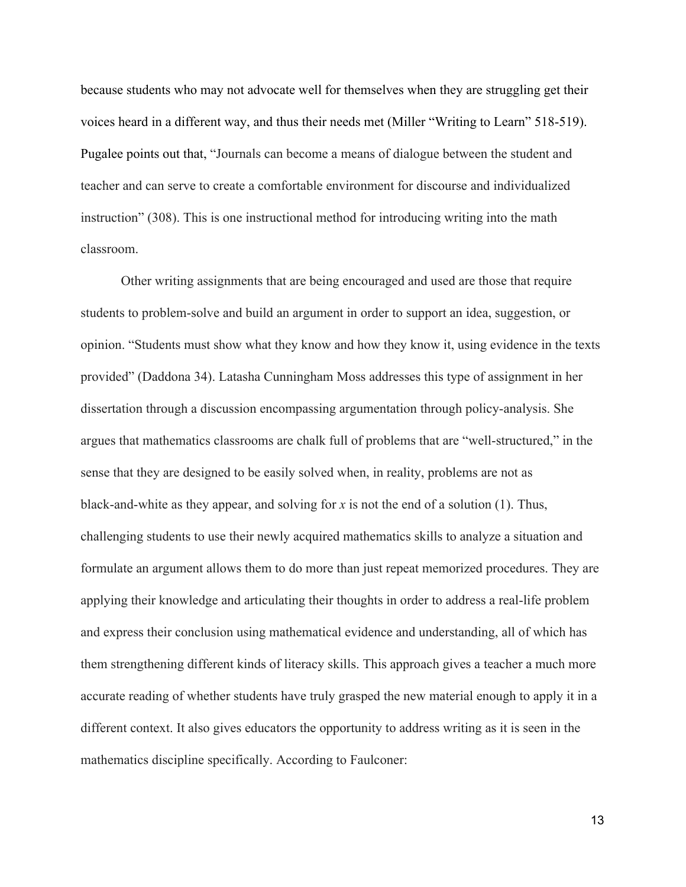because students who may not advocate well for themselves when they are struggling get their voices heard in a different way, and thus their needs met (Miller "Writing to Learn" 518-519). Pugalee points out that, "Journals can become a means of dialogue between the student and teacher and can serve to create a comfortable environment for discourse and individualized instruction" (308). This is one instructional method for introducing writing into the math classroom.

Other writing assignments that are being encouraged and used are those that require students to problem-solve and build an argument in order to support an idea, suggestion, or opinion. "Students must show what they know and how they know it, using evidence in the texts provided" (Daddona 34). Latasha Cunningham Moss addresses this type of assignment in her dissertation through a discussion encompassing argumentation through policy-analysis. She argues that mathematics classrooms are chalk full of problems that are "well-structured," in the sense that they are designed to be easily solved when, in reality, problems are not as black-and-white as they appear, and solving for *x* is not the end of a solution (1). Thus, challenging students to use their newly acquired mathematics skills to analyze a situation and formulate an argument allows them to do more than just repeat memorized procedures. They are applying their knowledge and articulating their thoughts in order to address a real-life problem and express their conclusion using mathematical evidence and understanding, all of which has them strengthening different kinds of literacy skills. This approach gives a teacher a much more accurate reading of whether students have truly grasped the new material enough to apply it in a different context. It also gives educators the opportunity to address writing as it is seen in the mathematics discipline specifically. According to Faulconer: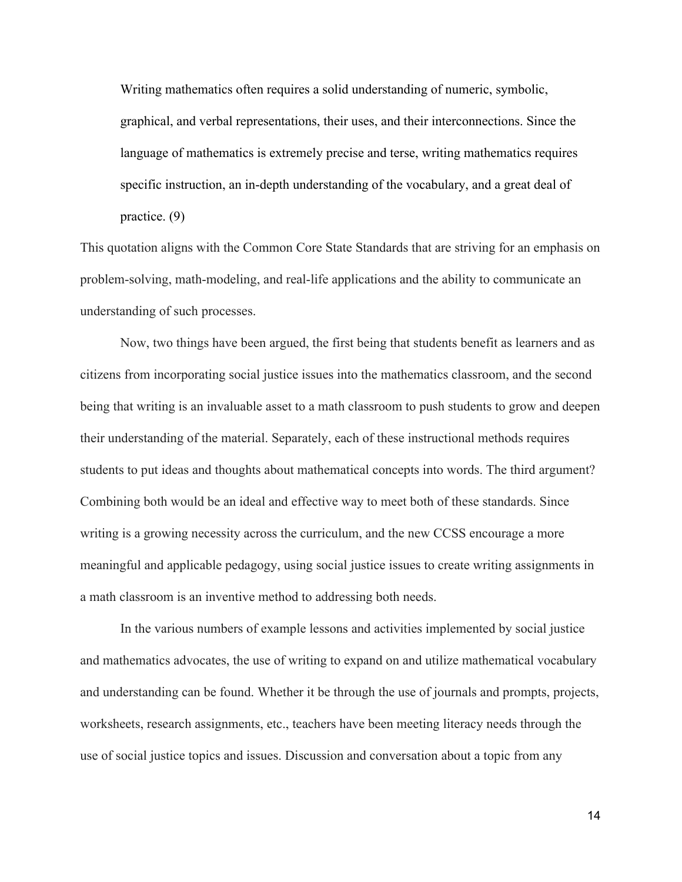> Writing mathematics often requires a solid understanding of numeric, symbolic, graphical, and verbal representations, their uses, and their interconnections. Since the language of mathematics is extremely precise and terse, writing mathematics requires specific instruction, an in-depth understanding of the vocabulary, and a great deal of practice. (9)

This quotation aligns with the Common Core State Standards that are striving for an emphasis on problem-solving, math-modeling, and real-life applications and the ability to communicate an understanding of such processes.

Now, two things have been argued, the first being that students benefit as learners and as citizens from incorporating social justice issues into the mathematics classroom, and the second being that writing is an invaluable asset to a math classroom to push students to grow and deepen their understanding of the material. Separately, each of these instructional methods requires students to put ideas and thoughts about mathematical concepts into words. The third argument? Combining both would be an ideal and effective way to meet both of these standards. Since writing is a growing necessity across the curriculum, and the new CCSS encourage a more meaningful and applicable pedagogy, using social justice issues to create writing assignments in a math classroom is an inventive method to addressing both needs.

In the various numbers of example lessons and activities implemented by social justice and mathematics advocates, the use of writing to expand on and utilize mathematical vocabulary and understanding can be found. Whether it be through the use of journals and prompts, projects, worksheets, research assignments, etc., teachers have been meeting literacy needs through the use of social justice topics and issues. Discussion and conversation about a topic from any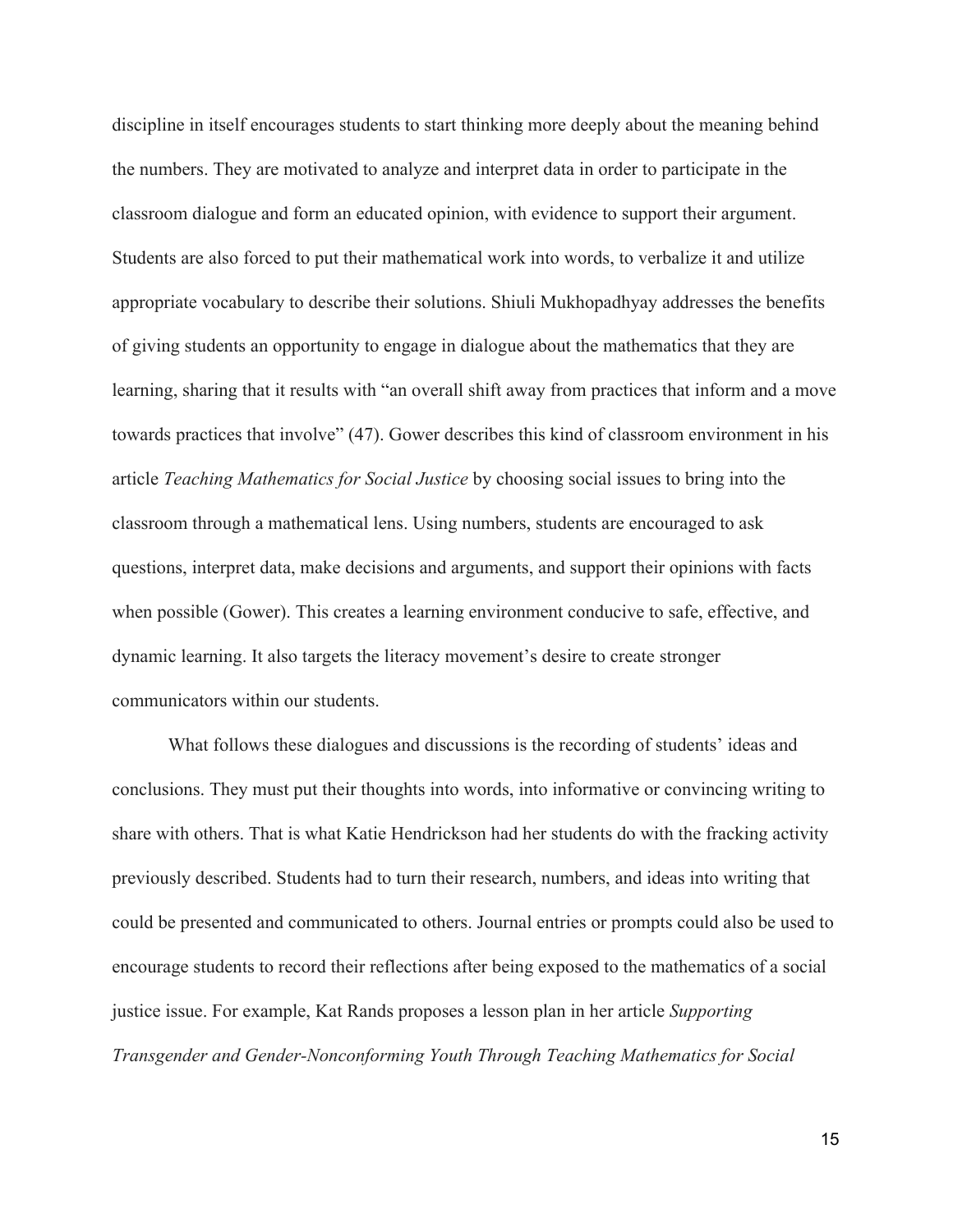discipline in itself encourages students to start thinking more deeply about the meaning behind the numbers. They are motivated to analyze and interpret data in order to participate in the classroom dialogue and form an educated opinion, with evidence to support their argument. Students are also forced to put their mathematical work into words, to verbalize it and utilize appropriate vocabulary to describe their solutions. Shiuli Mukhopadhyay addresses the benefits of giving students an opportunity to engage in dialogue about the mathematics that they are learning, sharing that it results with "an overall shift away from practices that inform and a move towards practices that involve" (47). Gower describes this kind of classroom environment in his article *Teaching Mathematics for Social Justice* by choosing social issues to bring into the classroom through a mathematical lens. Using numbers, students are encouraged to ask questions, interpret data, make decisions and arguments, and support their opinions with facts when possible (Gower). This creates a learning environment conducive to safe, effective, and dynamic learning. It also targets the literacy movement's desire to create stronger communicators within our students.

What follows these dialogues and discussions is the recording of students' ideas and conclusions. They must put their thoughts into words, into informative or convincing writing to share with others. That is what Katie Hendrickson had her students do with the fracking activity previously described. Students had to turn their research, numbers, and ideas into writing that could be presented and communicated to others. Journal entries or prompts could also be used to encourage students to record their reflections after being exposed to the mathematics of a social justice issue. For example, Kat Rands proposes a lesson plan in her article *Supporting Transgender and Gender-Nonconforming Youth Through Teaching Mathematics for Social*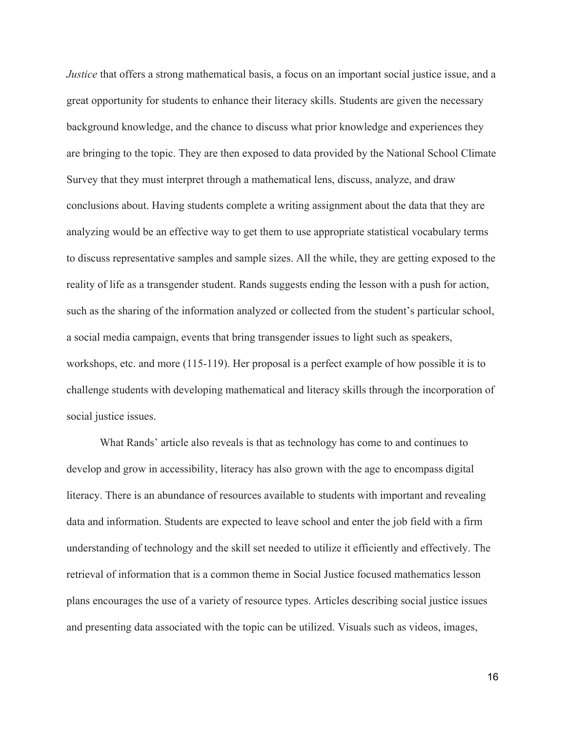*Justice* that offers a strong mathematical basis, a focus on an important social justice issue, and a great opportunity for students to enhance their literacy skills. Students are given the necessary background knowledge, and the chance to discuss what prior knowledge and experiences they are bringing to the topic. They are then exposed to data provided by the National School Climate Survey that they must interpret through a mathematical lens, discuss, analyze, and draw conclusions about. Having students complete a writing assignment about the data that they are analyzing would be an effective way to get them to use appropriate statistical vocabulary terms to discuss representative samples and sample sizes. All the while, they are getting exposed to the reality of life as a transgender student. Rands suggests ending the lesson with a push for action, such as the sharing of the information analyzed or collected from the student's particular school, a social media campaign, events that bring transgender issues to light such as speakers, workshops, etc. and more (115-119). Her proposal is a perfect example of how possible it is to challenge students with developing mathematical and literacy skills through the incorporation of social justice issues.

What Rands' article also reveals is that as technology has come to and continues to develop and grow in accessibility, literacy has also grown with the age to encompass digital literacy. There is an abundance of resources available to students with important and revealing data and information. Students are expected to leave school and enter the job field with a firm understanding of technology and the skill set needed to utilize it efficiently and effectively. The retrieval of information that is a common theme in Social Justice focused mathematics lesson plans encourages the use of a variety of resource types. Articles describing social justice issues and presenting data associated with the topic can be utilized. Visuals such as videos, images,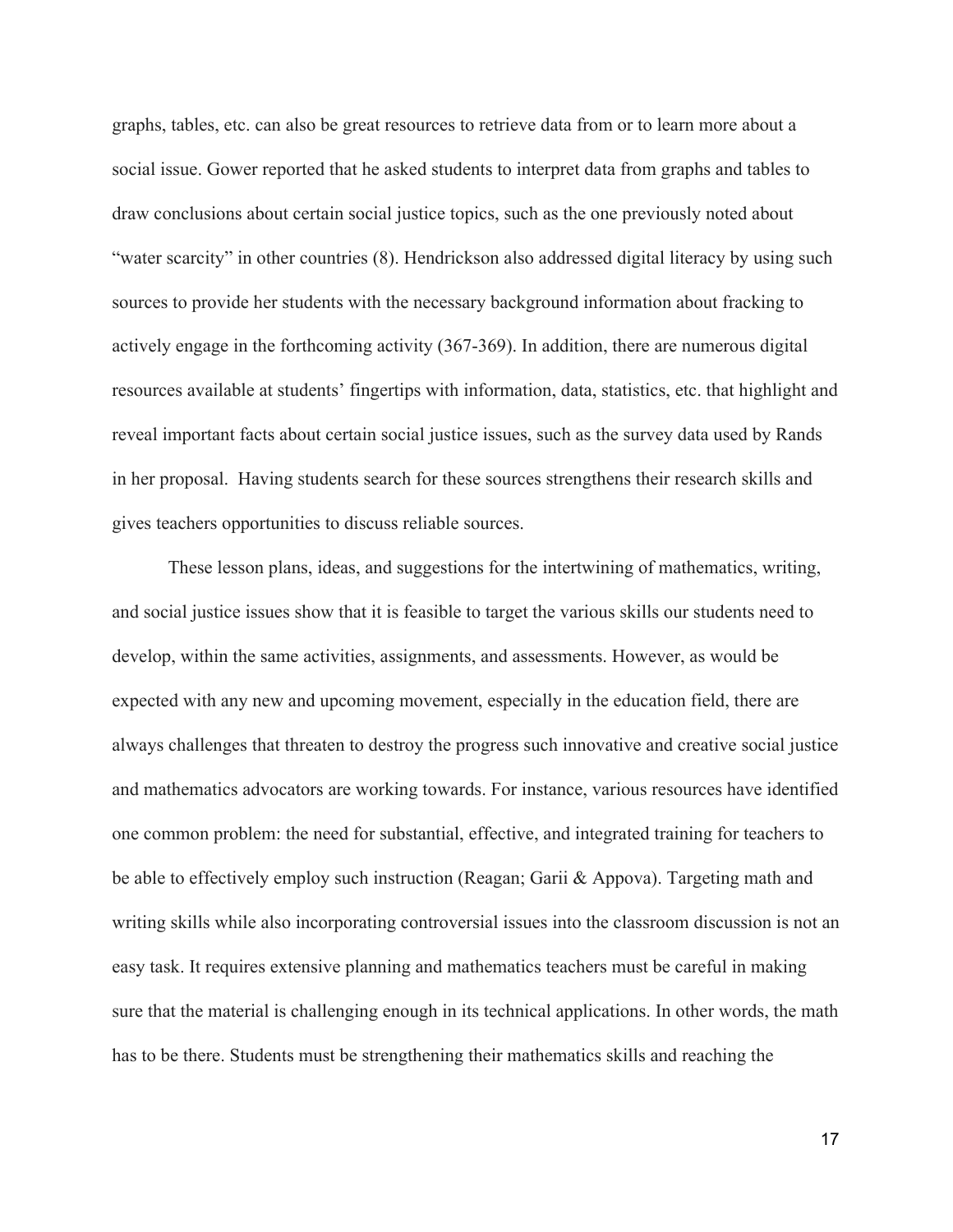graphs, tables, etc. can also be great resources to retrieve data from or to learn more about a social issue. Gower reported that he asked students to interpret data from graphs and tables to draw conclusions about certain social justice topics, such as the one previously noted about "water scarcity" in other countries (8). Hendrickson also addressed digital literacy by using such sources to provide her students with the necessary background information about fracking to actively engage in the forthcoming activity (367-369). In addition, there are numerous digital resources available at students' fingertips with information, data, statistics, etc. that highlight and reveal important facts about certain social justice issues, such as the survey data used by Rands in her proposal. Having students search for these sources strengthens their research skills and gives teachers opportunities to discuss reliable sources.

These lesson plans, ideas, and suggestions for the intertwining of mathematics, writing, and social justice issues show that it is feasible to target the various skills our students need to develop, within the same activities, assignments, and assessments. However, as would be expected with any new and upcoming movement, especially in the education field, there are always challenges that threaten to destroy the progress such innovative and creative social justice and mathematics advocators are working towards. For instance, various resources have identified one common problem: the need for substantial, effective, and integrated training for teachers to be able to effectively employ such instruction (Reagan; Garii & Appova). Targeting math and writing skills while also incorporating controversial issues into the classroom discussion is not an easy task. It requires extensive planning and mathematics teachers must be careful in making sure that the material is challenging enough in its technical applications. In other words, the math has to be there. Students must be strengthening their mathematics skills and reaching the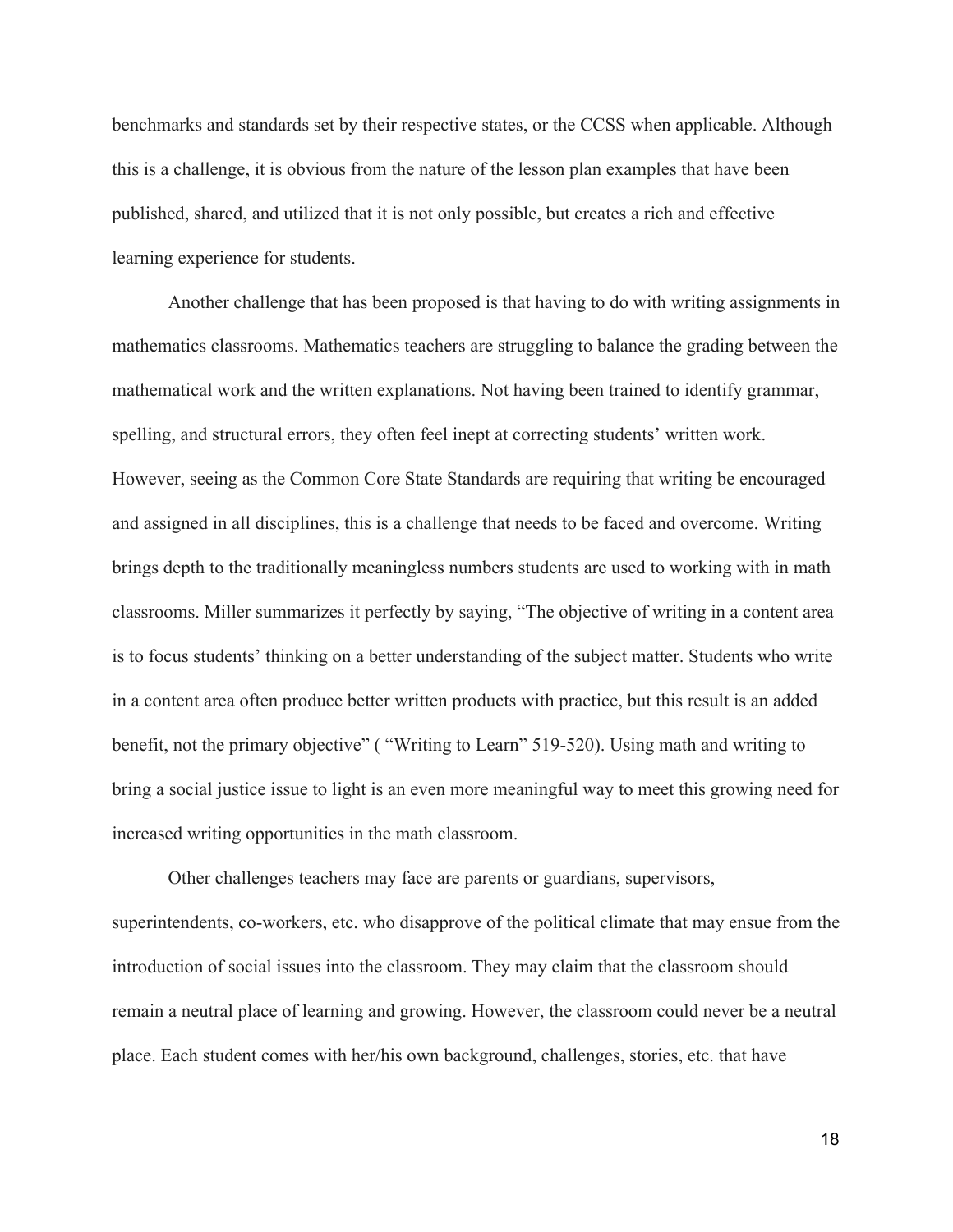benchmarks and standards set by their respective states, or the CCSS when applicable. Although this is a challenge, it is obvious from the nature of the lesson plan examples that have been published, shared, and utilized that it is not only possible, but creates a rich and effective learning experience for students.

Another challenge that has been proposed is that having to do with writing assignments in mathematics classrooms. Mathematics teachers are struggling to balance the grading between the mathematical work and the written explanations. Not having been trained to identify grammar, spelling, and structural errors, they often feel inept at correcting students' written work. However, seeing as the Common Core State Standards are requiring that writing be encouraged and assigned in all disciplines, this is a challenge that needs to be faced and overcome. Writing brings depth to the traditionally meaningless numbers students are used to working with in math classrooms. Miller summarizes it perfectly by saying, "The objective of writing in a content area is to focus students' thinking on a better understanding of the subject matter. Students who write in a content area often produce better written products with practice, but this result is an added benefit, not the primary objective" ( "Writing to Learn" 519-520). Using math and writing to bring a social justice issue to light is an even more meaningful way to meet this growing need for increased writing opportunities in the math classroom.

Other challenges teachers may face are parents or guardians, supervisors, superintendents, co-workers, etc. who disapprove of the political climate that may ensue from the introduction of social issues into the classroom. They may claim that the classroom should remain a neutral place of learning and growing. However, the classroom could never be a neutral place. Each student comes with her/his own background, challenges, stories, etc. that have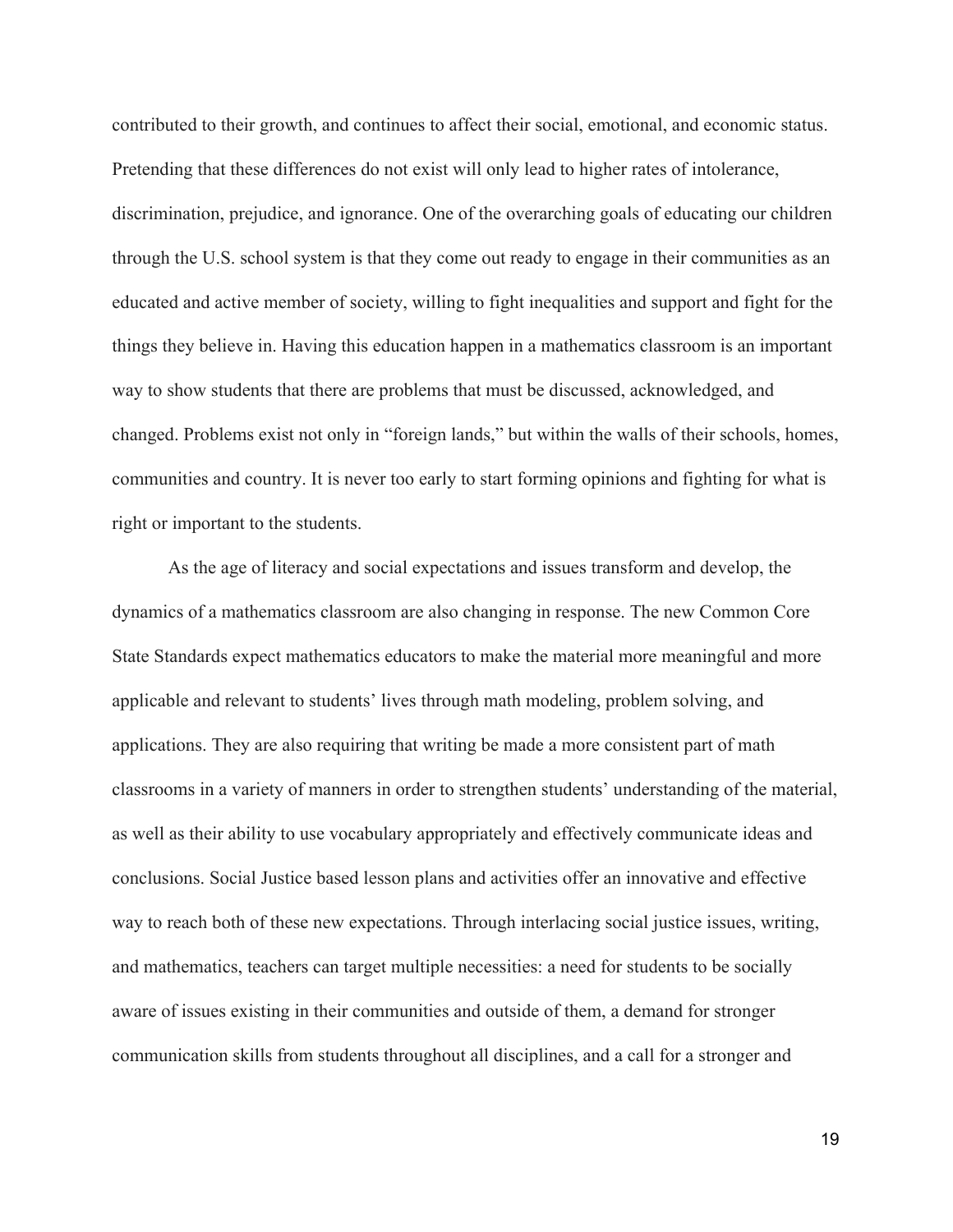contributed to their growth, and continues to affect their social, emotional, and economic status. Pretending that these differences do not exist will only lead to higher rates of intolerance, discrimination, prejudice, and ignorance. One of the overarching goals of educating our children through the U.S. school system is that they come out ready to engage in their communities as an educated and active member of society, willing to fight inequalities and support and fight for the things they believe in. Having this education happen in a mathematics classroom is an important way to show students that there are problems that must be discussed, acknowledged, and changed. Problems exist not only in "foreign lands," but within the walls of their schools, homes, communities and country. It is never too early to start forming opinions and fighting for what is right or important to the students.

As the age of literacy and social expectations and issues transform and develop, the dynamics of a mathematics classroom are also changing in response. The new Common Core State Standards expect mathematics educators to make the material more meaningful and more applicable and relevant to students' lives through math modeling, problem solving, and applications. They are also requiring that writing be made a more consistent part of math classrooms in a variety of manners in order to strengthen students' understanding of the material, as well as their ability to use vocabulary appropriately and effectively communicate ideas and conclusions. Social Justice based lesson plans and activities offer an innovative and effective way to reach both of these new expectations. Through interlacing social justice issues, writing, and mathematics, teachers can target multiple necessities: a need for students to be socially aware of issues existing in their communities and outside of them, a demand for stronger communication skills from students throughout all disciplines, and a call for a stronger and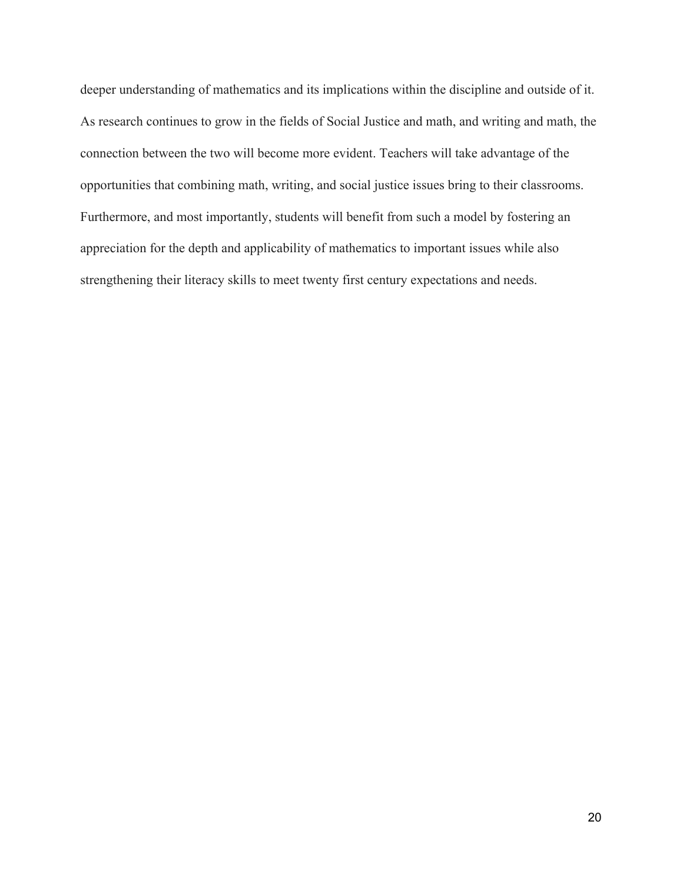deeper understanding of mathematics and its implications within the discipline and outside of it. As research continues to grow in the fields of Social Justice and math, and writing and math, the connection between the two will become more evident. Teachers will take advantage of the opportunities that combining math, writing, and social justice issues bring to their classrooms. Furthermore, and most importantly, students will benefit from such a model by fostering an appreciation for the depth and applicability of mathematics to important issues while also strengthening their literacy skills to meet twenty first century expectations and needs.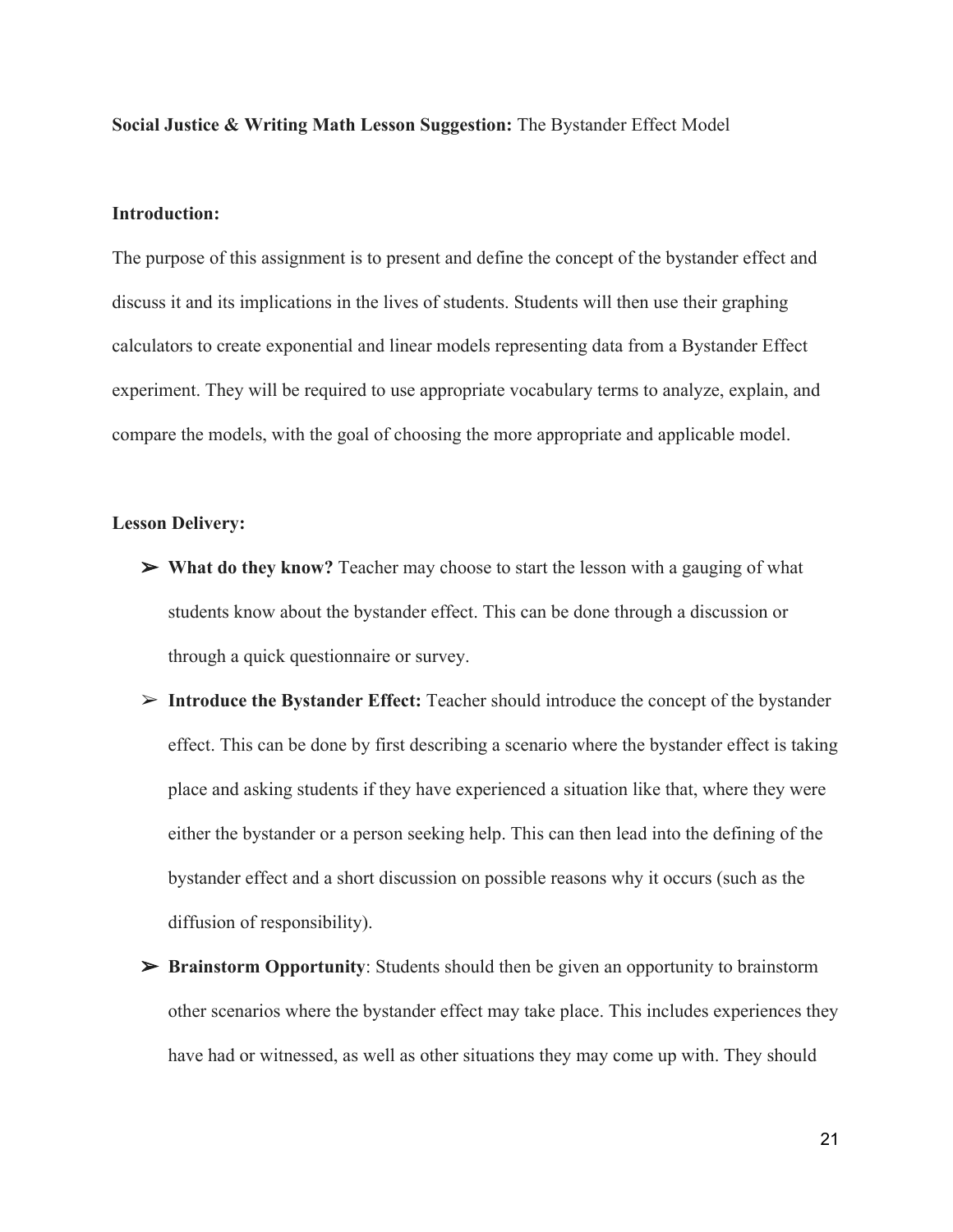**Social Justice & Writing Math Lesson Suggestion:** The Bystander Effect Model

**Introduction:**

The purpose of this assignment is to present and define the concept of the bystander effect and discuss it and its implications in the lives of students. Students will then use their graphing calculators to create exponential and linear models representing data from a Bystander Effect experiment. They will be required to use appropriate vocabulary terms to analyze, explain, and compare the models, with the goal of choosing the more appropriate and applicable model.

**Lesson Delivery:**

- **What do they know?** Teacher may choose to start the lesson with a gauging of what students know about the bystander effect. This can be done through a discussion or through a quick questionnaire or survey.
- **Introduce the Bystander Effect:** Teacher should introduce the concept of the bystander effect. This can be done by first describing a scenario where the bystander effect is taking place and asking students if they have experienced a situation like that, where they were either the bystander or a person seeking help. This can then lead into the defining of the bystander effect and a short discussion on possible reasons why it occurs (such as the diffusion of responsibility).
- **Brainstorm Opportunity**: Students should then be given an opportunity to brainstorm other scenarios where the bystander effect may take place. This includes experiences they have had or witnessed, as well as other situations they may come up with. They should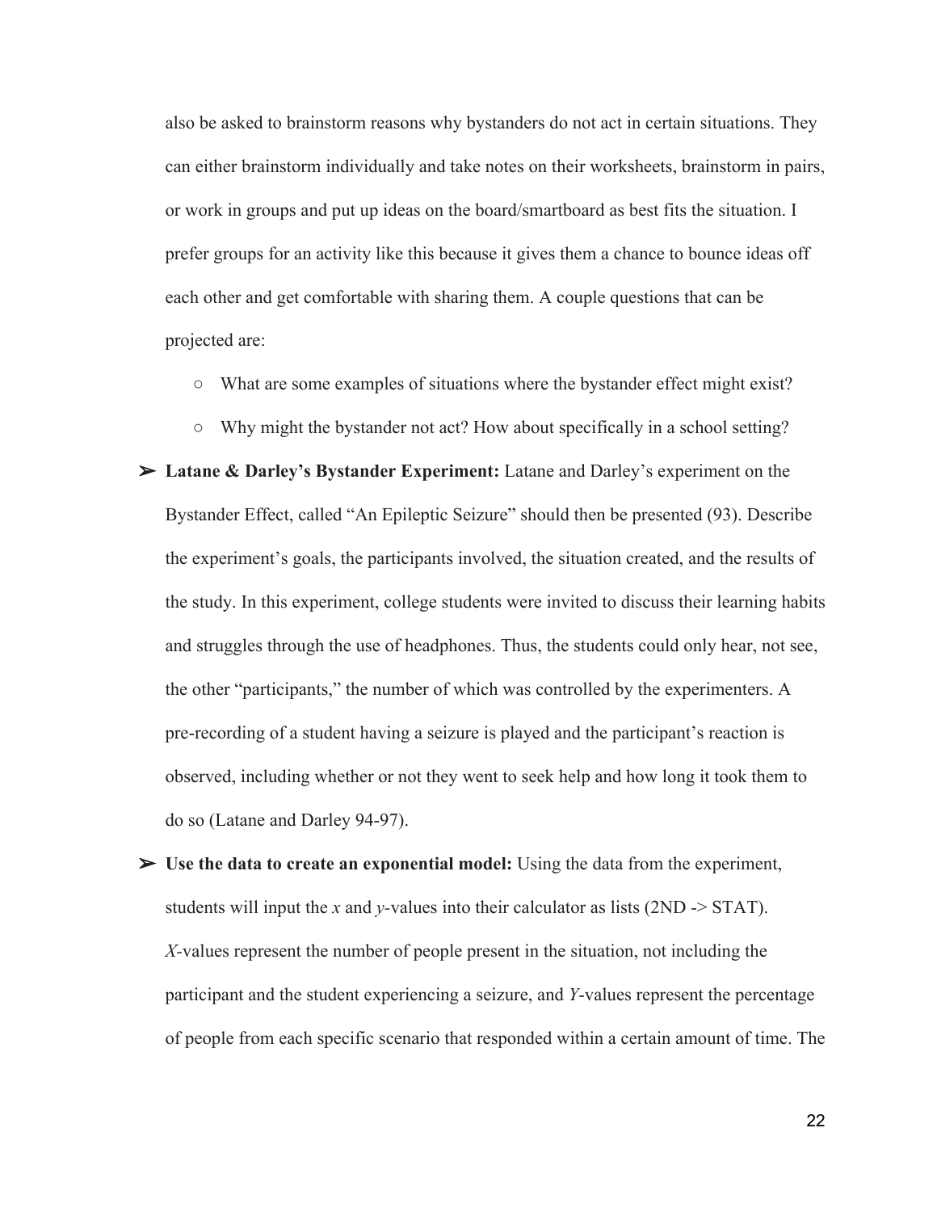also be asked to brainstorm reasons why bystanders do not act in certain situations. They can either brainstorm individually and take notes on their worksheets, brainstorm in pairs, or work in groups and put up ideas on the board/smartboard as best fits the situation. I prefer groups for an activity like this because it gives them a chance to bounce ideas off each other and get comfortable with sharing them. A couple questions that can be projected are:

- What are some examples of situations where the bystander effect might exist?
- Why might the bystander not act? How about specifically in a school setting?

➢ **Latane & Darley's Bystander Experiment:** Latane and Darley's experiment on the Bystander Effect, called "An Epileptic Seizure" should then be presented (93). Describe the experiment's goals, the participants involved, the situation created, and the results of the study. In this experiment, college students were invited to discuss their learning habits and struggles through the use of headphones. Thus, the students could only hear, not see, the other "participants," the number of which was controlled by the experimenters. A pre-recording of a student having a seizure is played and the participant's reaction is observed, including whether or not they went to seek help and how long it took them to do so (Latane and Darley 94-97).

➢ **Use the data to create an exponential model:** Using the data from the experiment, students will input the *x* and *y*-values into their calculator as lists (2ND -> STAT). *X*-values represent the number of people present in the situation, not including the participant and the student experiencing a seizure, and *Y*-values represent the percentage of people from each specific scenario that responded within a certain amount of time. The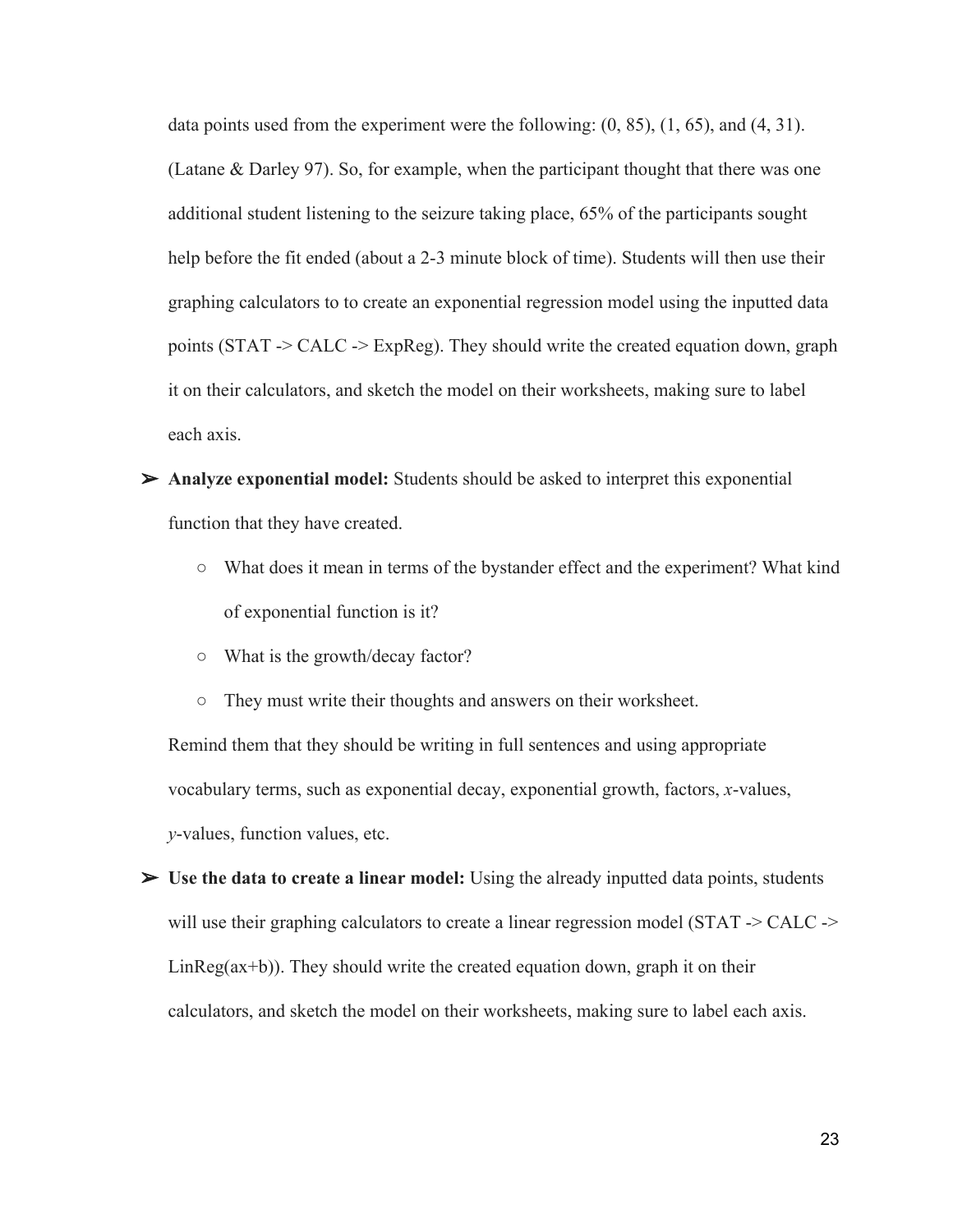data points used from the experiment were the following: (0, 85), (1, 65), and (4, 31). (Latane & Darley 97). So, for example, when the participant thought that there was one additional student listening to the seizure taking place, 65% of the participants sought help before the fit ended (about a 2-3 minute block of time). Students will then use their graphing calculators to to create an exponential regression model using the inputted data points (STAT -> CALC -> ExpReg). They should write the created equation down, graph it on their calculators, and sketch the model on their worksheets, making sure to label each axis.

- **Analyze exponential model:** Students should be asked to interpret this exponential function that they have created.
  - What does it mean in terms of the bystander effect and the experiment? What kind of exponential function is it?
  - What is the growth/decay factor?
  - They must write their thoughts and answers on their worksheet.

  Remind them that they should be writing in full sentences and using appropriate vocabulary terms, such as exponential decay, exponential growth, factors, *x*-values, *y*-values, function values, etc.

- **Use the data to create a linear model:** Using the already inputted data points, students will use their graphing calculators to create a linear regression model (STAT -> CALC -> LinReg(ax+b)). They should write the created equation down, graph it on their calculators, and sketch the model on their worksheets, making sure to label each axis.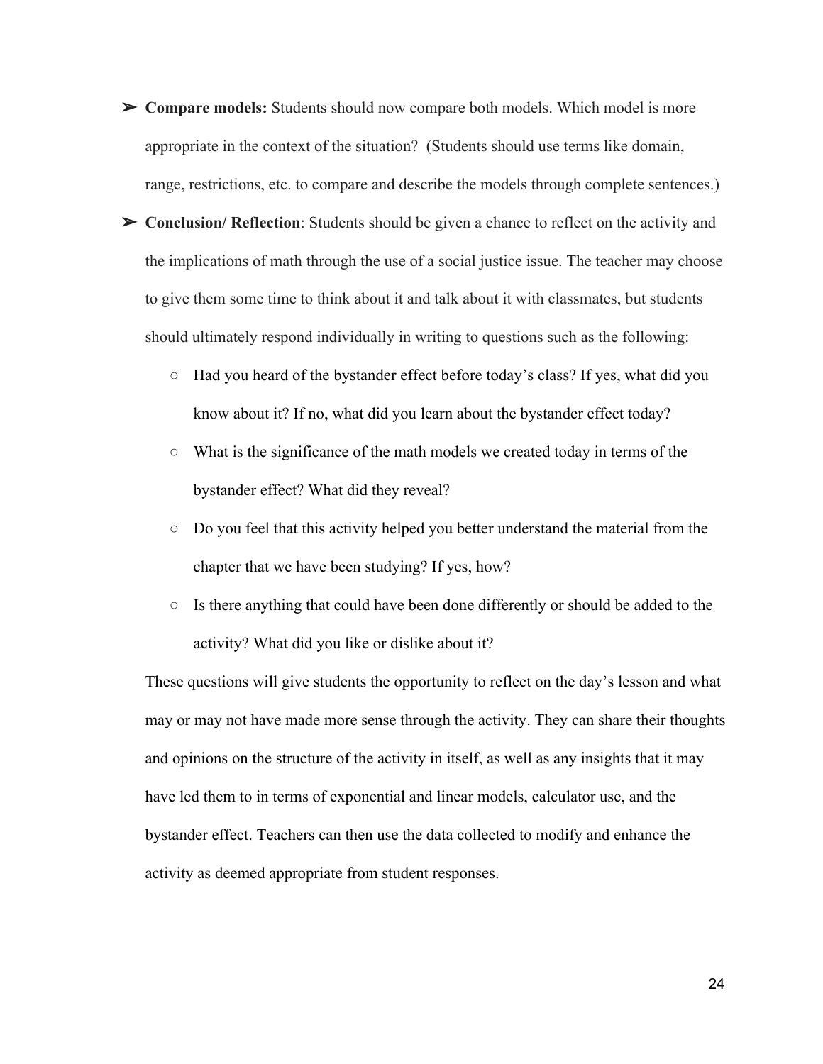- **Compare models:** Students should now compare both models. Which model is more appropriate in the context of the situation? (Students should use terms like domain, range, restrictions, etc. to compare and describe the models through complete sentences.)
- **Conclusion/ Reflection**: Students should be given a chance to reflect on the activity and the implications of math through the use of a social justice issue. The teacher may choose to give them some time to think about it and talk about it with classmates, but students should ultimately respond individually in writing to questions such as the following:
  - Had you heard of the bystander effect before today's class? If yes, what did you know about it? If no, what did you learn about the bystander effect today?
  - What is the significance of the math models we created today in terms of the bystander effect? What did they reveal?
  - Do you feel that this activity helped you better understand the material from the chapter that we have been studying? If yes, how?
  - Is there anything that could have been done differently or should be added to the activity? What did you like or dislike about it?

  These questions will give students the opportunity to reflect on the day's lesson and what may or may not have made more sense through the activity. They can share their thoughts and opinions on the structure of the activity in itself, as well as any insights that it may have led them to in terms of exponential and linear models, calculator use, and the bystander effect. Teachers can then use the data collected to modify and enhance the activity as deemed appropriate from student responses.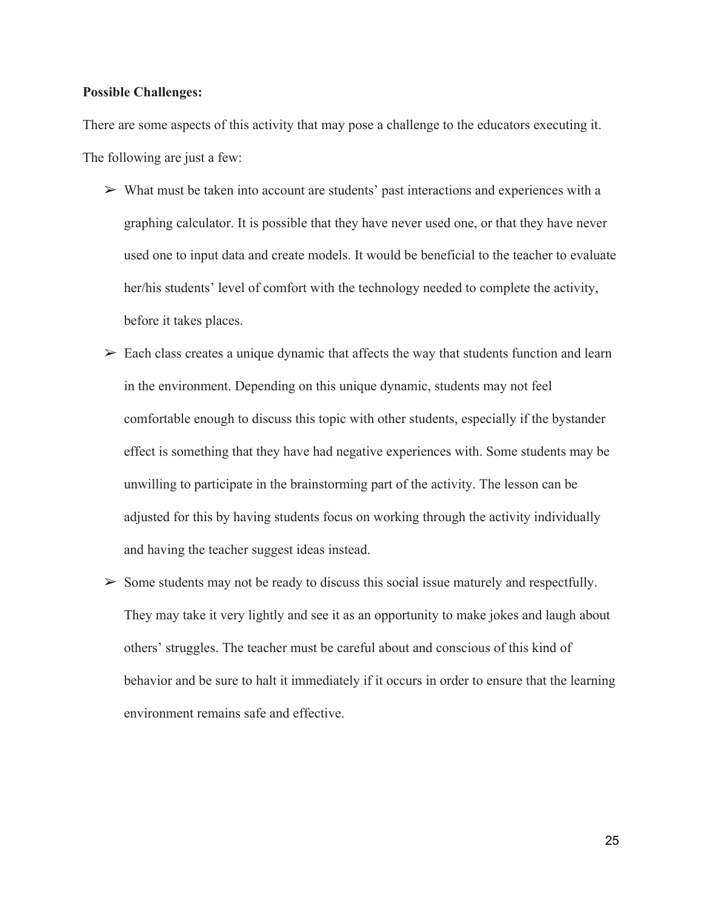**Possible Challenges:**

There are some aspects of this activity that may pose a challenge to the educators executing it. The following are just a few:

- What must be taken into account are students' past interactions and experiences with a graphing calculator. It is possible that they have never used one, or that they have never used one to input data and create models. It would be beneficial to the teacher to evaluate her/his students' level of comfort with the technology needed to complete the activity, before it takes places.
- Each class creates a unique dynamic that affects the way that students function and learn in the environment. Depending on this unique dynamic, students may not feel comfortable enough to discuss this topic with other students, especially if the bystander effect is something that they have had negative experiences with. Some students may be unwilling to participate in the brainstorming part of the activity. The lesson can be adjusted for this by having students focus on working through the activity individually and having the teacher suggest ideas instead.
- Some students may not be ready to discuss this social issue maturely and respectfully. They may take it very lightly and see it as an opportunity to make jokes and laugh about others' struggles. The teacher must be careful about and conscious of this kind of behavior and be sure to halt it immediately if it occurs in order to ensure that the learning environment remains safe and effective.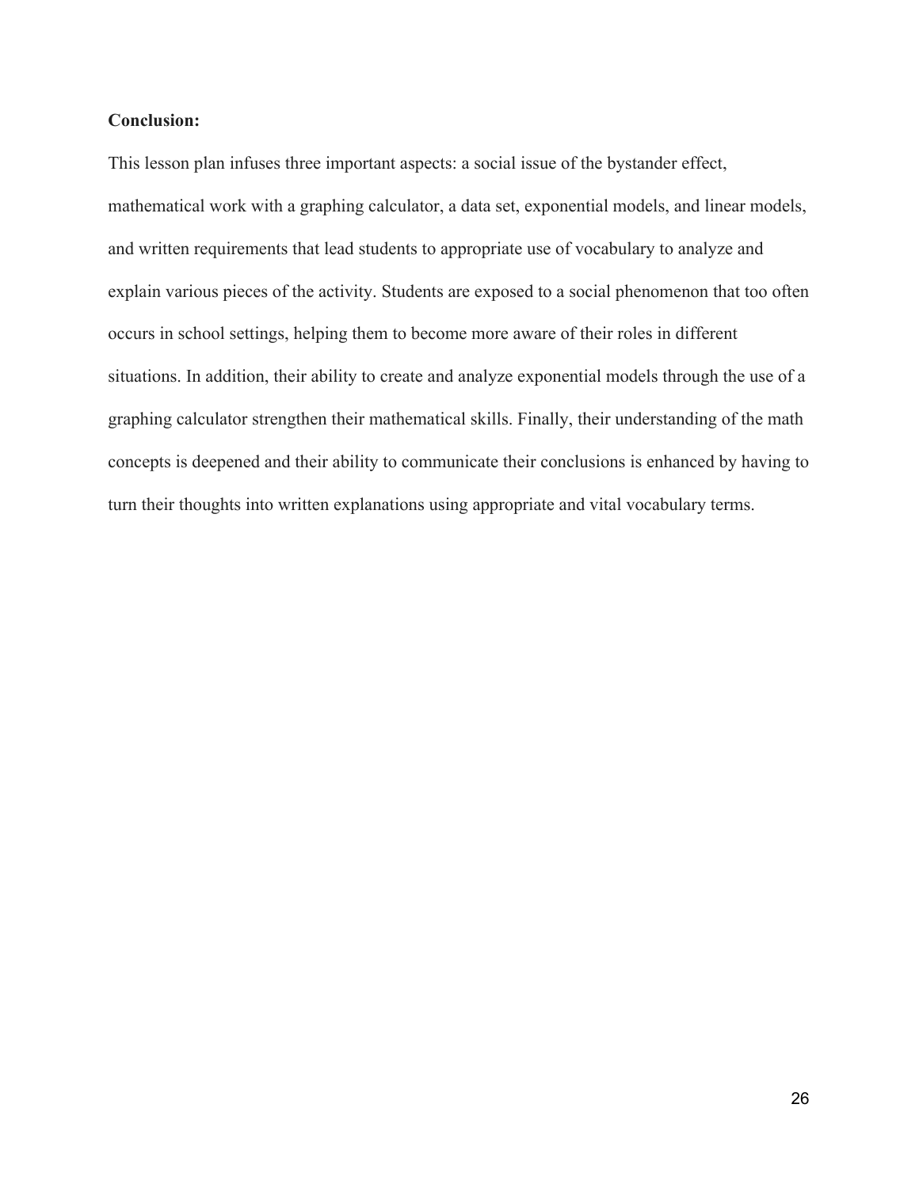**Conclusion:**

This lesson plan infuses three important aspects: a social issue of the bystander effect, mathematical work with a graphing calculator, a data set, exponential models, and linear models, and written requirements that lead students to appropriate use of vocabulary to analyze and explain various pieces of the activity. Students are exposed to a social phenomenon that too often occurs in school settings, helping them to become more aware of their roles in different situations. In addition, their ability to create and analyze exponential models through the use of a graphing calculator strengthen their mathematical skills. Finally, their understanding of the math concepts is deepened and their ability to communicate their conclusions is enhanced by having to turn their thoughts into written explanations using appropriate and vital vocabulary terms.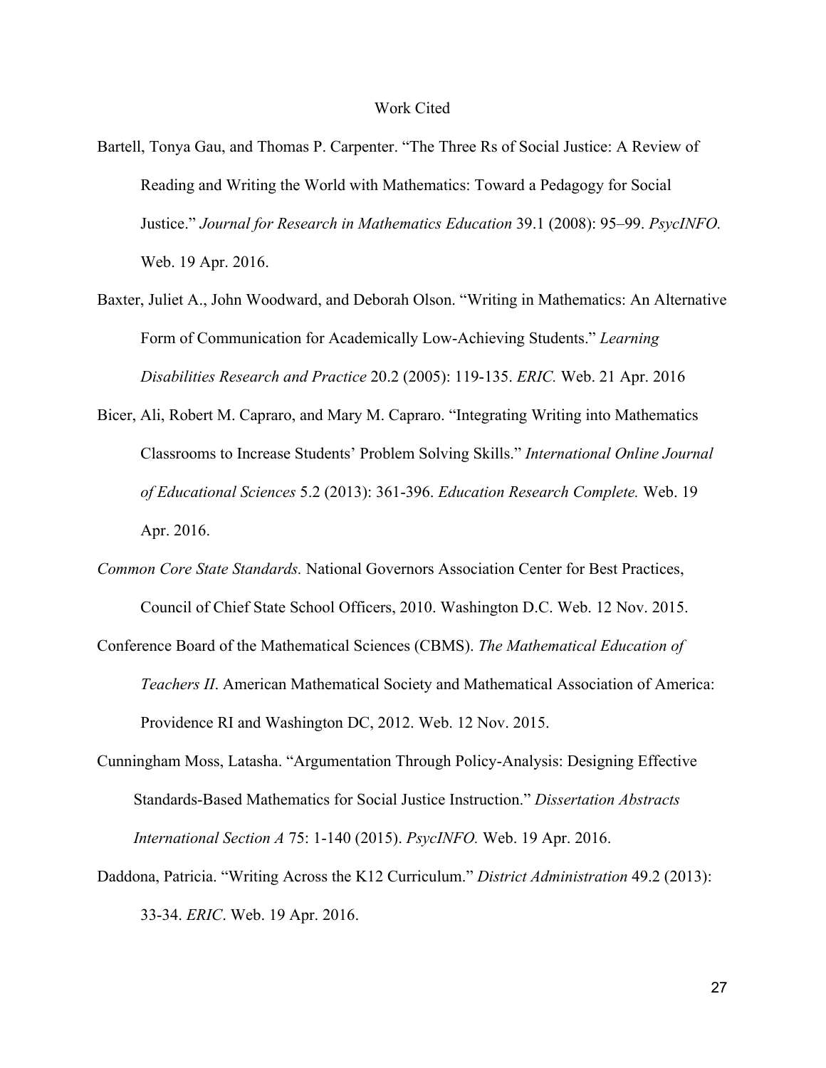# Work Cited

Bartell, Tonya Gau, and Thomas P. Carpenter. "The Three Rs of Social Justice: A Review of Reading and Writing the World with Mathematics: Toward a Pedagogy for Social Justice." *Journal for Research in Mathematics Education* 39.1 (2008): 95–99. *PsycINFO.* Web. 19 Apr. 2016.

Baxter, Juliet A., John Woodward, and Deborah Olson. "Writing in Mathematics: An Alternative Form of Communication for Academically Low-Achieving Students." *Learning Disabilities Research and Practice* 20.2 (2005): 119-135. *ERIC.* Web. 21 Apr. 2016

Bicer, Ali, Robert M. Capraro, and Mary M. Capraro. "Integrating Writing into Mathematics Classrooms to Increase Students' Problem Solving Skills." *International Online Journal of Educational Sciences* 5.2 (2013): 361-396. *Education Research Complete.* Web. 19 Apr. 2016.

*Common Core State Standards.* National Governors Association Center for Best Practices, Council of Chief State School Officers, 2010. Washington D.C. Web. 12 Nov. 2015.

Conference Board of the Mathematical Sciences (CBMS). *The Mathematical Education of Teachers II*. American Mathematical Society and Mathematical Association of America: Providence RI and Washington DC, 2012. Web. 12 Nov. 2015.

Cunningham Moss, Latasha. "Argumentation Through Policy-Analysis: Designing Effective Standards-Based Mathematics for Social Justice Instruction." *Dissertation Abstracts International Section A* 75: 1-140 (2015). *PsycINFO.* Web. 19 Apr. 2016.

Daddona, Patricia. "Writing Across the K12 Curriculum." *District Administration* 49.2 (2013): 33-34. *ERIC*. Web. 19 Apr. 2016.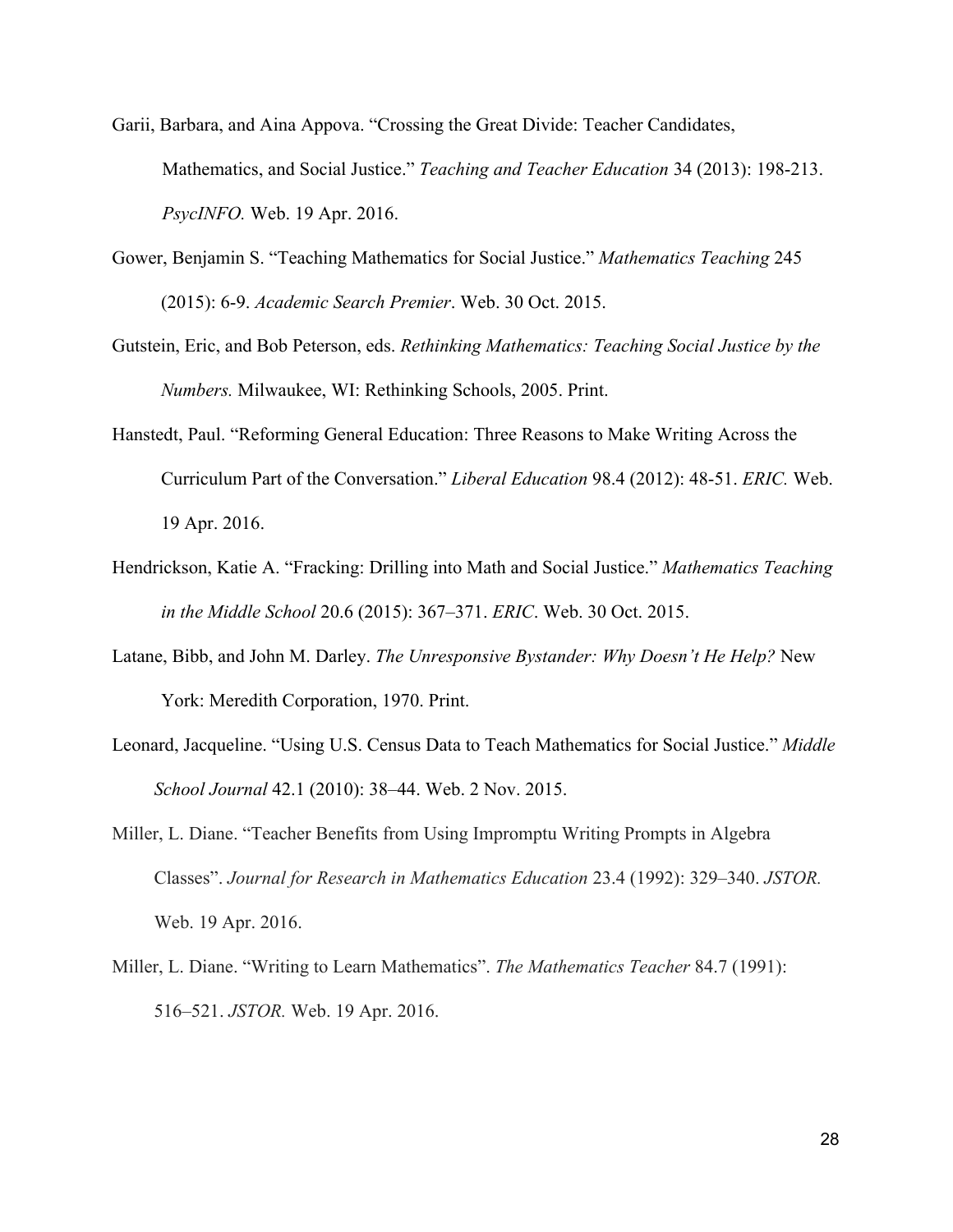Garii, Barbara, and Aina Appova. "Crossing the Great Divide: Teacher Candidates, Mathematics, and Social Justice." *Teaching and Teacher Education* 34 (2013): 198-213. *PsycINFO.* Web. 19 Apr. 2016.

Gower, Benjamin S. "Teaching Mathematics for Social Justice." *Mathematics Teaching* 245 (2015): 6-9. *Academic Search Premier*. Web. 30 Oct. 2015.

Gutstein, Eric, and Bob Peterson, eds. *Rethinking Mathematics: Teaching Social Justice by the Numbers.* Milwaukee, WI: Rethinking Schools, 2005. Print.

Hanstedt, Paul. "Reforming General Education: Three Reasons to Make Writing Across the Curriculum Part of the Conversation." *Liberal Education* 98.4 (2012): 48-51. *ERIC.* Web. 19 Apr. 2016.

Hendrickson, Katie A. "Fracking: Drilling into Math and Social Justice." *Mathematics Teaching in the Middle School* 20.6 (2015): 367–371. *ERIC*. Web. 30 Oct. 2015.

Latane, Bibb, and John M. Darley. *The Unresponsive Bystander: Why Doesn't He Help?* New York: Meredith Corporation, 1970. Print.

Leonard, Jacqueline. "Using U.S. Census Data to Teach Mathematics for Social Justice." *Middle School Journal* 42.1 (2010): 38–44. Web. 2 Nov. 2015.

Miller, L. Diane. "Teacher Benefits from Using Impromptu Writing Prompts in Algebra Classes". *Journal for Research in Mathematics Education* 23.4 (1992): 329–340. *JSTOR.* Web. 19 Apr. 2016.

Miller, L. Diane. "Writing to Learn Mathematics". *The Mathematics Teacher* 84.7 (1991): 516–521. *JSTOR.* Web. 19 Apr. 2016.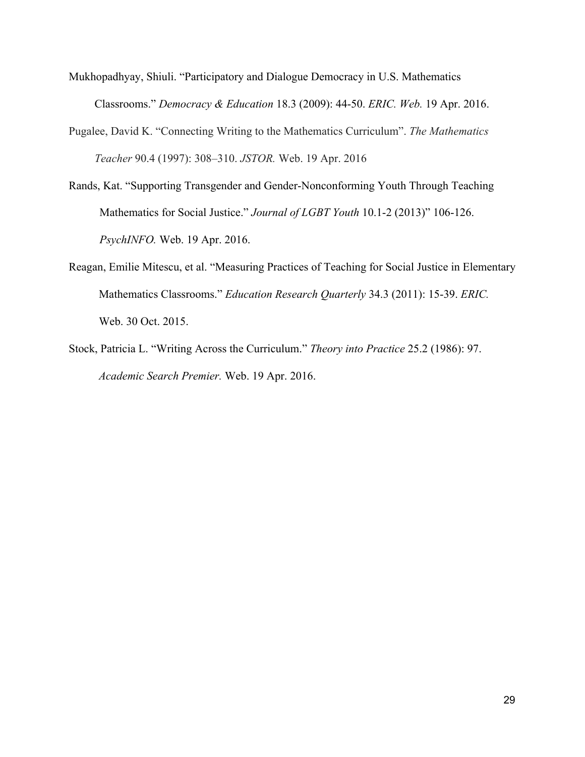Mukhopadhyay, Shiuli. “Participatory and Dialogue Democracy in U.S. Mathematics Classrooms.” *Democracy & Education* 18.3 (2009): 44-50. *ERIC. Web.* 19 Apr. 2016.

Pugalee, David K. “Connecting Writing to the Mathematics Curriculum”. *The Mathematics Teacher* 90.4 (1997): 308–310. *JSTOR.* Web. 19 Apr. 2016

Rands, Kat. “Supporting Transgender and Gender-Nonconforming Youth Through Teaching Mathematics for Social Justice.” *Journal of LGBT Youth* 10.1-2 (2013)” 106-126. *PsychINFO.* Web. 19 Apr. 2016.

Reagan, Emilie Mitescu, et al. “Measuring Practices of Teaching for Social Justice in Elementary Mathematics Classrooms.” *Education Research Quarterly* 34.3 (2011): 15-39. *ERIC.* Web. 30 Oct. 2015.

Stock, Patricia L. “Writing Across the Curriculum.” *Theory into Practice* 25.2 (1986): 97. *Academic Search Premier.* Web. 19 Apr. 2016.